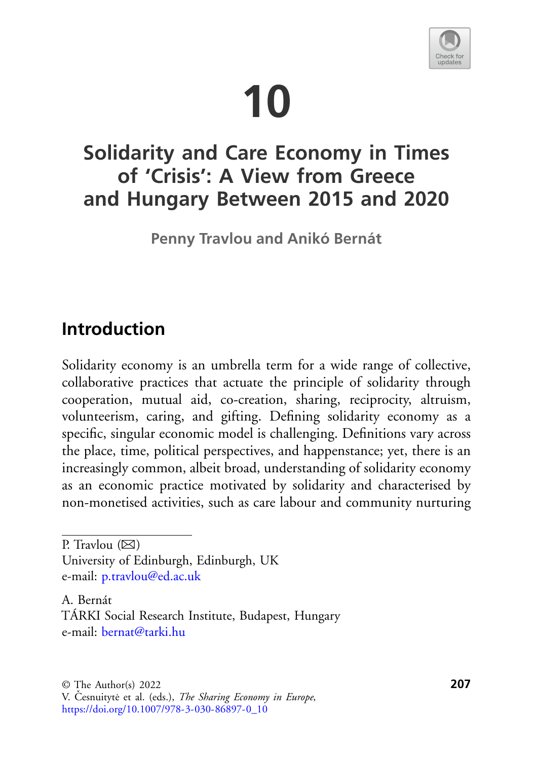# 10

# Solidarity and Care Economy in Times of 'Crisis': A View from Greece and Hungary Between 2015 and 2020

**Penny Travlou and Anikó Bernát**

## Introduction

Solidarity economy is an umbrella term for a wide range of collective, collaborative practices that actuate the principle of solidarity through cooperation, mutual aid, co-creation, sharing, reciprocity, altruism, volunteerism, caring, and gifting. Defining solidarity economy as a specific, singular economic model is challenging. Definitions vary across the place, time, political perspectives, and happenstance; yet, there is an increasingly common, albeit broad, understanding of solidarity economy as an economic practice motivated by solidarity and characterised by non-monetised activities, such as care labour and community nurturing

---

P. Travlou (✉)
University of Edinburgh, Edinburgh, UK
e-mail: p.travlou@ed.ac.uk

A. Bernát
TÁRKI Social Research Institute, Budapest, Hungary
e-mail: bernat@tarki.hu

© The Author(s) 2022
V. Česnuitytė et al. (eds.), *The Sharing Economy in Europe*,
https://doi.org/10.1007/978-3-030-86897-0_10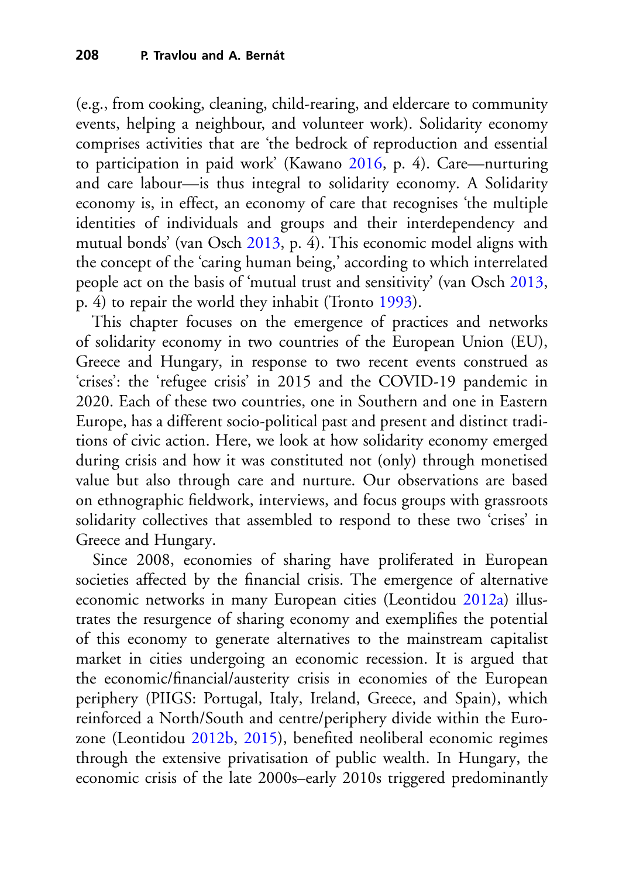(e.g., from cooking, cleaning, child-rearing, and eldercare to community events, helping a neighbour, and volunteer work). Solidarity economy comprises activities that are 'the bedrock of reproduction and essential to participation in paid work' (Kawano 2016, p. 4). Care—nurturing and care labour—is thus integral to solidarity economy. A Solidarity economy is, in effect, an economy of care that recognises 'the multiple identities of individuals and groups and their interdependency and mutual bonds' (van Osch 2013, p. 4). This economic model aligns with the concept of the 'caring human being,' according to which interrelated people act on the basis of 'mutual trust and sensitivity' (van Osch 2013, p. 4) to repair the world they inhabit (Tronto 1993).

This chapter focuses on the emergence of practices and networks of solidarity economy in two countries of the European Union (EU), Greece and Hungary, in response to two recent events construed as 'crises': the 'refugee crisis' in 2015 and the COVID-19 pandemic in 2020. Each of these two countries, one in Southern and one in Eastern Europe, has a different socio-political past and present and distinct traditions of civic action. Here, we look at how solidarity economy emerged during crisis and how it was constituted not (only) through monetised value but also through care and nurture. Our observations are based on ethnographic fieldwork, interviews, and focus groups with grassroots solidarity collectives that assembled to respond to these two 'crises' in Greece and Hungary.

Since 2008, economies of sharing have proliferated in European societies affected by the financial crisis. The emergence of alternative economic networks in many European cities (Leontidou 2012a) illustrates the resurgence of sharing economy and exemplifies the potential of this economy to generate alternatives to the mainstream capitalist market in cities undergoing an economic recession. It is argued that the economic/financial/austerity crisis in economies of the European periphery (PIIGS: Portugal, Italy, Ireland, Greece, and Spain), which reinforced a North/South and centre/periphery divide within the Eurozone (Leontidou 2012b, 2015), benefited neoliberal economic regimes through the extensive privatisation of public wealth. In Hungary, the economic crisis of the late 2000s–early 2010s triggered predominantly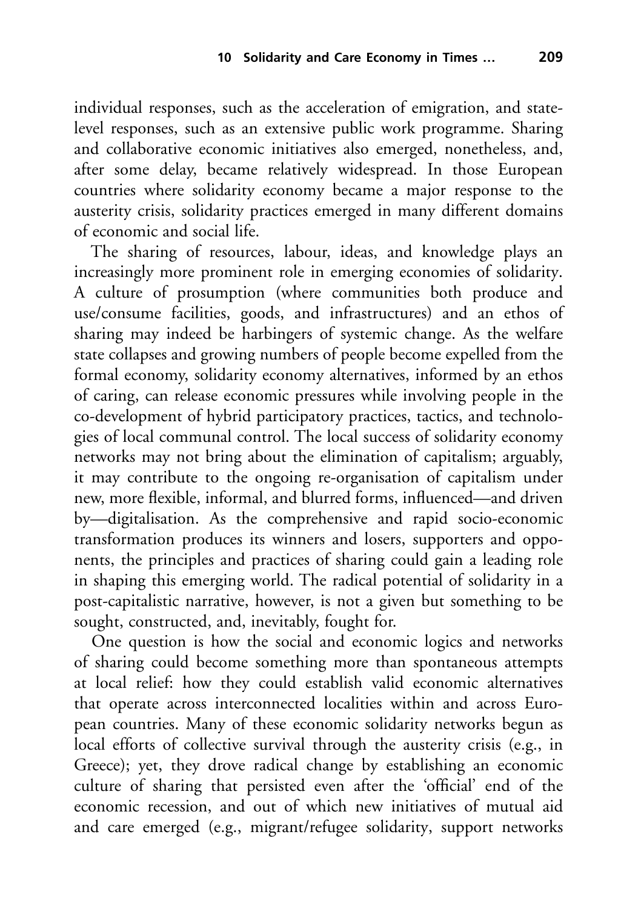individual responses, such as the acceleration of emigration, and state-level responses, such as an extensive public work programme. Sharing and collaborative economic initiatives also emerged, nonetheless, and, after some delay, became relatively widespread. In those European countries where solidarity economy became a major response to the austerity crisis, solidarity practices emerged in many different domains of economic and social life.

The sharing of resources, labour, ideas, and knowledge plays an increasingly more prominent role in emerging economies of solidarity. A culture of prosumption (where communities both produce and use/consume facilities, goods, and infrastructures) and an ethos of sharing may indeed be harbingers of systemic change. As the welfare state collapses and growing numbers of people become expelled from the formal economy, solidarity economy alternatives, informed by an ethos of caring, can release economic pressures while involving people in the co-development of hybrid participatory practices, tactics, and technologies of local communal control. The local success of solidarity economy networks may not bring about the elimination of capitalism; arguably, it may contribute to the ongoing re-organisation of capitalism under new, more flexible, informal, and blurred forms, influenced—and driven by—digitalisation. As the comprehensive and rapid socio-economic transformation produces its winners and losers, supporters and opponents, the principles and practices of sharing could gain a leading role in shaping this emerging world. The radical potential of solidarity in a post-capitalistic narrative, however, is not a given but something to be sought, constructed, and, inevitably, fought for.

One question is how the social and economic logics and networks of sharing could become something more than spontaneous attempts at local relief: how they could establish valid economic alternatives that operate across interconnected localities within and across European countries. Many of these economic solidarity networks begun as local efforts of collective survival through the austerity crisis (e.g., in Greece); yet, they drove radical change by establishing an economic culture of sharing that persisted even after the 'official' end of the economic recession, and out of which new initiatives of mutual aid and care emerged (e.g., migrant/refugee solidarity, support networks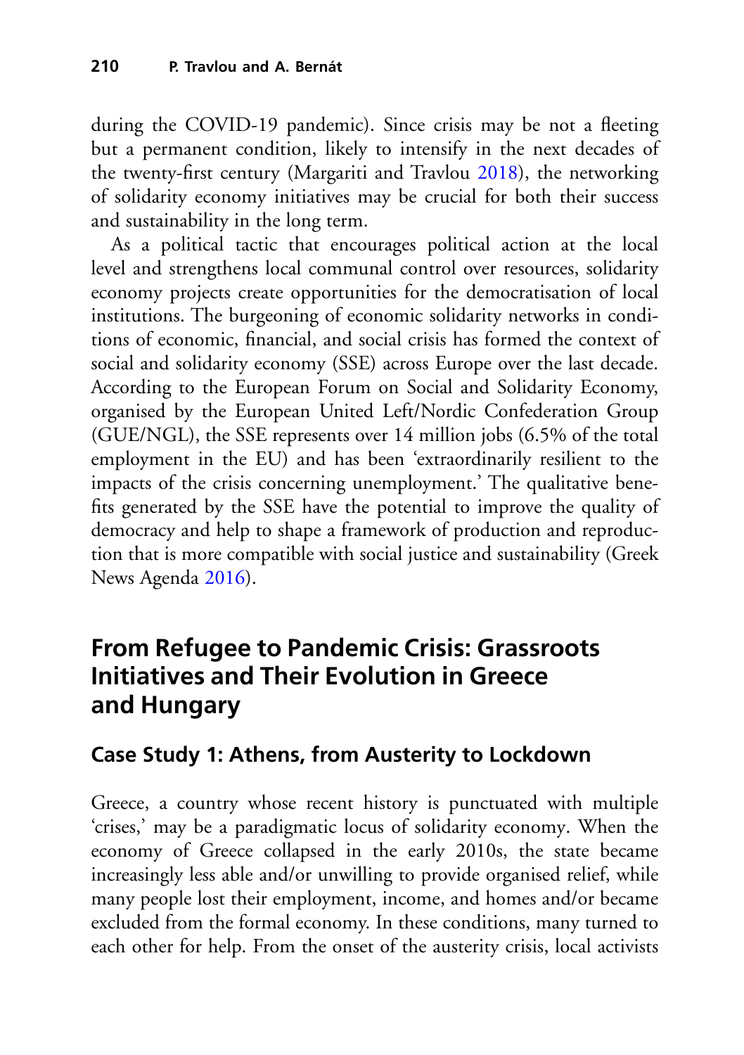during the COVID-19 pandemic). Since crisis may be not a fleeting but a permanent condition, likely to intensify in the next decades of the twenty-first century (Margariti and Travlou 2018), the networking of solidarity economy initiatives may be crucial for both their success and sustainability in the long term.

As a political tactic that encourages political action at the local level and strengthens local communal control over resources, solidarity economy projects create opportunities for the democratisation of local institutions. The burgeoning of economic solidarity networks in conditions of economic, financial, and social crisis has formed the context of social and solidarity economy (SSE) across Europe over the last decade. According to the European Forum on Social and Solidarity Economy, organised by the European United Left/Nordic Confederation Group (GUE/NGL), the SSE represents over 14 million jobs (6.5% of the total employment in the EU) and has been 'extraordinarily resilient to the impacts of the crisis concerning unemployment.' The qualitative benefits generated by the SSE have the potential to improve the quality of democracy and help to shape a framework of production and reproduction that is more compatible with social justice and sustainability (Greek News Agenda 2016).

## From Refugee to Pandemic Crisis: Grassroots Initiatives and Their Evolution in Greece and Hungary

### Case Study 1: Athens, from Austerity to Lockdown

Greece, a country whose recent history is punctuated with multiple 'crises,' may be a paradigmatic locus of solidarity economy. When the economy of Greece collapsed in the early 2010s, the state became increasingly less able and/or unwilling to provide organised relief, while many people lost their employment, income, and homes and/or became excluded from the formal economy. In these conditions, many turned to each other for help. From the onset of the austerity crisis, local activists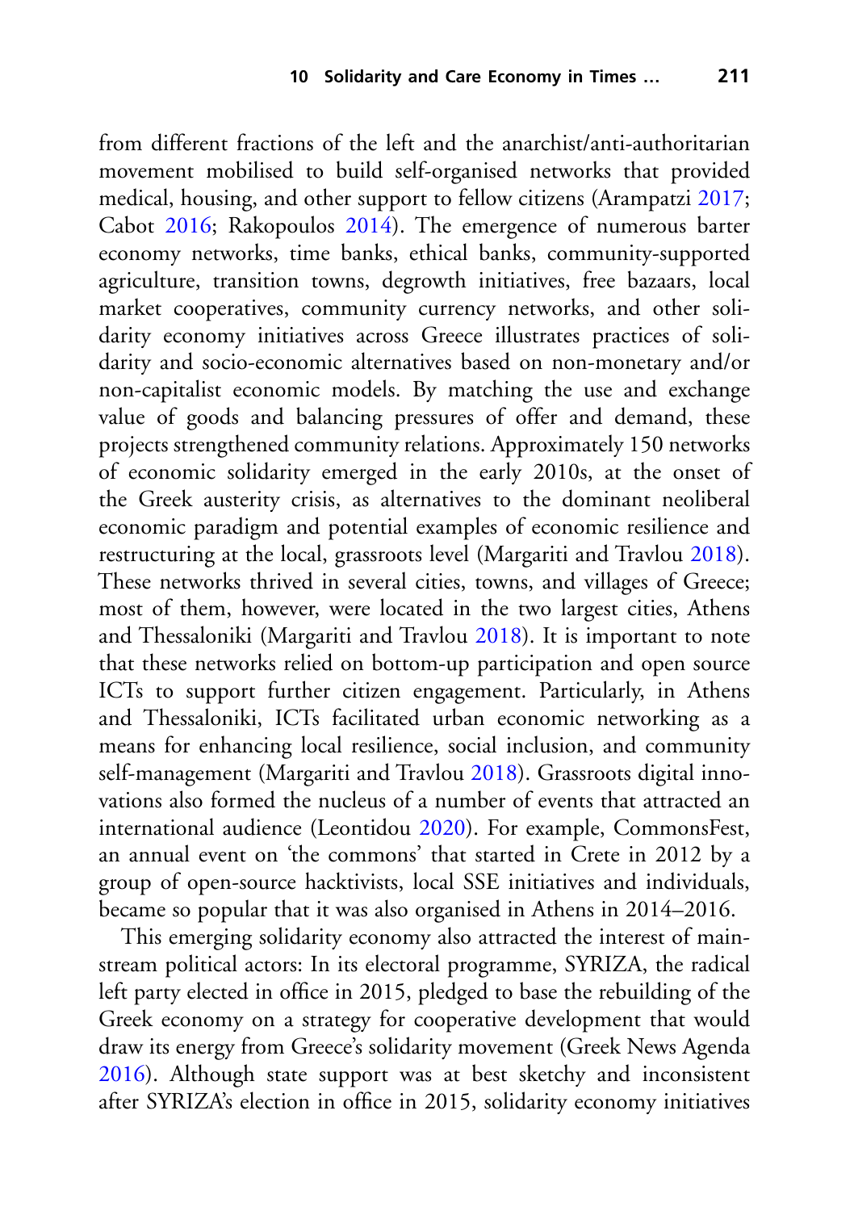from different fractions of the left and the anarchist/anti-authoritarian movement mobilised to build self-organised networks that provided medical, housing, and other support to fellow citizens (Arampatzi 2017; Cabot 2016; Rakopoulos 2014). The emergence of numerous barter economy networks, time banks, ethical banks, community-supported agriculture, transition towns, degrowth initiatives, free bazaars, local market cooperatives, community currency networks, and other solidarity economy initiatives across Greece illustrates practices of solidarity and socio-economic alternatives based on non-monetary and/or non-capitalist economic models. By matching the use and exchange value of goods and balancing pressures of offer and demand, these projects strengthened community relations. Approximately 150 networks of economic solidarity emerged in the early 2010s, at the onset of the Greek austerity crisis, as alternatives to the dominant neoliberal economic paradigm and potential examples of economic resilience and restructuring at the local, grassroots level (Margariti and Travlou 2018). These networks thrived in several cities, towns, and villages of Greece; most of them, however, were located in the two largest cities, Athens and Thessaloniki (Margariti and Travlou 2018). It is important to note that these networks relied on bottom-up participation and open source ICTs to support further citizen engagement. Particularly, in Athens and Thessaloniki, ICTs facilitated urban economic networking as a means for enhancing local resilience, social inclusion, and community self-management (Margariti and Travlou 2018). Grassroots digital innovations also formed the nucleus of a number of events that attracted an international audience (Leontidou 2020). For example, CommonsFest, an annual event on 'the commons' that started in Crete in 2012 by a group of open-source hacktivists, local SSE initiatives and individuals, became so popular that it was also organised in Athens in 2014–2016.

This emerging solidarity economy also attracted the interest of mainstream political actors: In its electoral programme, SYRIZA, the radical left party elected in office in 2015, pledged to base the rebuilding of the Greek economy on a strategy for cooperative development that would draw its energy from Greece's solidarity movement (Greek News Agenda 2016). Although state support was at best sketchy and inconsistent after SYRIZA's election in office in 2015, solidarity economy initiatives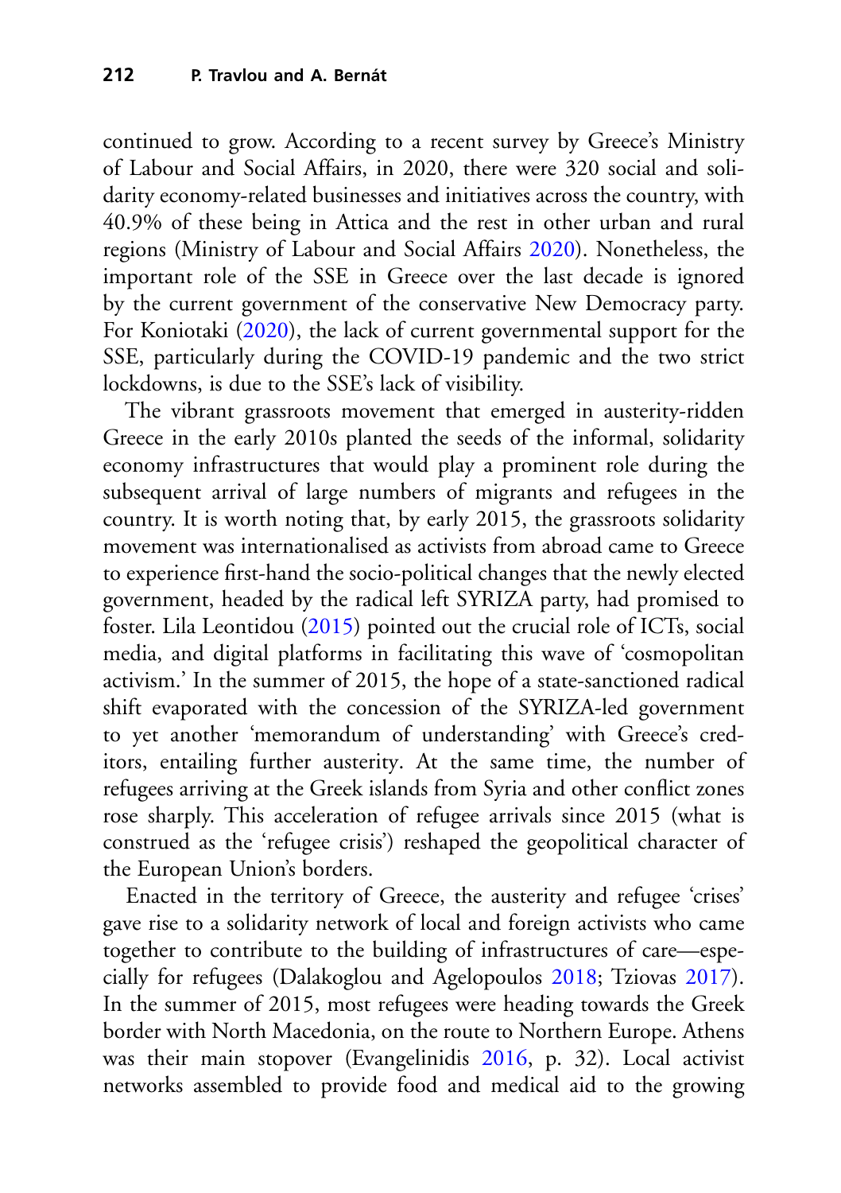continued to grow. According to a recent survey by Greece's Ministry of Labour and Social Affairs, in 2020, there were 320 social and solidarity economy-related businesses and initiatives across the country, with 40.9% of these being in Attica and the rest in other urban and rural regions (Ministry of Labour and Social Affairs 2020). Nonetheless, the important role of the SSE in Greece over the last decade is ignored by the current government of the conservative New Democracy party. For Koniotaki (2020), the lack of current governmental support for the SSE, particularly during the COVID-19 pandemic and the two strict lockdowns, is due to the SSE's lack of visibility.

The vibrant grassroots movement that emerged in austerity-ridden Greece in the early 2010s planted the seeds of the informal, solidarity economy infrastructures that would play a prominent role during the subsequent arrival of large numbers of migrants and refugees in the country. It is worth noting that, by early 2015, the grassroots solidarity movement was internationalised as activists from abroad came to Greece to experience first-hand the socio-political changes that the newly elected government, headed by the radical left SYRIZA party, had promised to foster. Lila Leontidou (2015) pointed out the crucial role of ICTs, social media, and digital platforms in facilitating this wave of 'cosmopolitan activism.' In the summer of 2015, the hope of a state-sanctioned radical shift evaporated with the concession of the SYRIZA-led government to yet another 'memorandum of understanding' with Greece's creditors, entailing further austerity. At the same time, the number of refugees arriving at the Greek islands from Syria and other conflict zones rose sharply. This acceleration of refugee arrivals since 2015 (what is construed as the 'refugee crisis') reshaped the geopolitical character of the European Union's borders.

Enacted in the territory of Greece, the austerity and refugee 'crises' gave rise to a solidarity network of local and foreign activists who came together to contribute to the building of infrastructures of care—especially for refugees (Dalakoglou and Agelopoulos 2018; Tziovas 2017). In the summer of 2015, most refugees were heading towards the Greek border with North Macedonia, on the route to Northern Europe. Athens was their main stopover (Evangelinidis 2016, p. 32). Local activist networks assembled to provide food and medical aid to the growing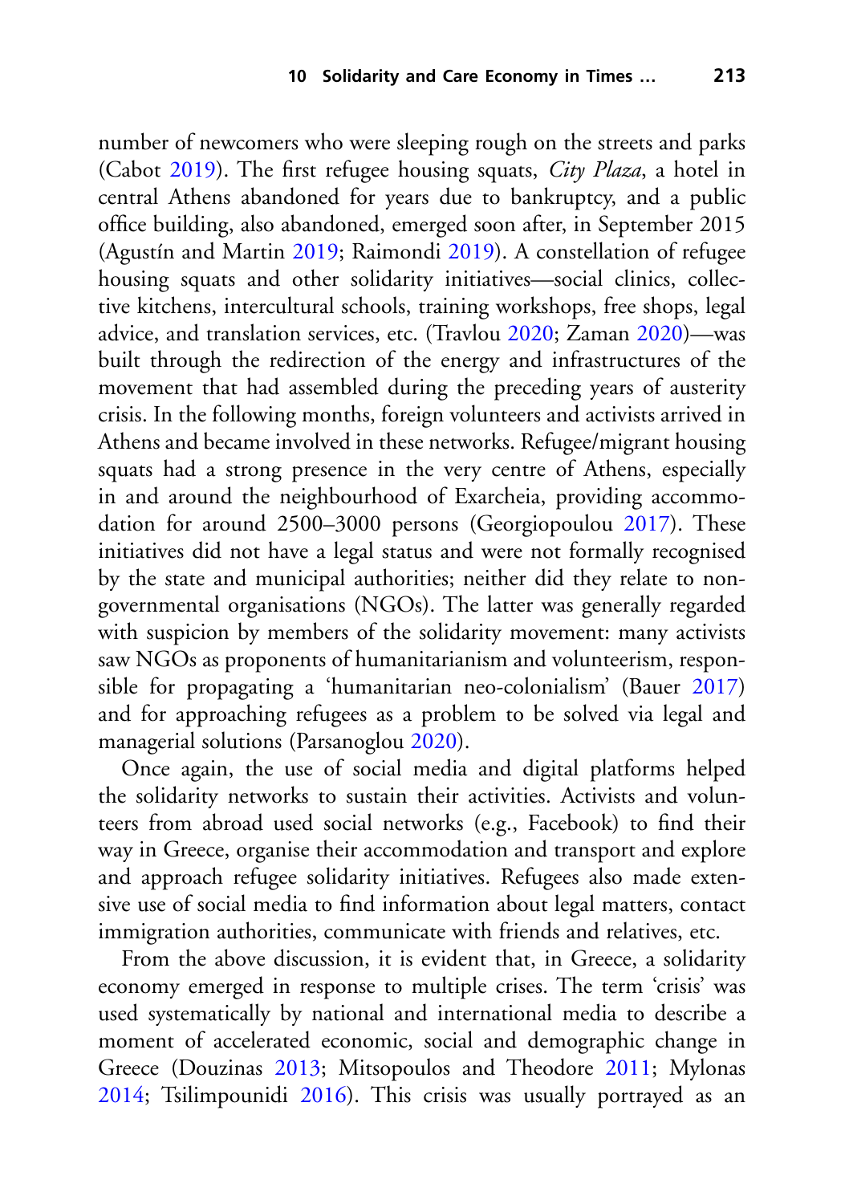number of newcomers who were sleeping rough on the streets and parks (Cabot 2019). The first refugee housing squats, *City Plaza*, a hotel in central Athens abandoned for years due to bankruptcy, and a public office building, also abandoned, emerged soon after, in September 2015 (Agustín and Martin 2019; Raimondi 2019). A constellation of refugee housing squats and other solidarity initiatives—social clinics, collective kitchens, intercultural schools, training workshops, free shops, legal advice, and translation services, etc. (Travlou 2020; Zaman 2020)—was built through the redirection of the energy and infrastructures of the movement that had assembled during the preceding years of austerity crisis. In the following months, foreign volunteers and activists arrived in Athens and became involved in these networks. Refugee/migrant housing squats had a strong presence in the very centre of Athens, especially in and around the neighbourhood of Exarcheia, providing accommodation for around 2500–3000 persons (Georgiopoulou 2017). These initiatives did not have a legal status and were not formally recognised by the state and municipal authorities; neither did they relate to non-governmental organisations (NGOs). The latter was generally regarded with suspicion by members of the solidarity movement: many activists saw NGOs as proponents of humanitarianism and volunteerism, responsible for propagating a 'humanitarian neo-colonialism' (Bauer 2017) and for approaching refugees as a problem to be solved via legal and managerial solutions (Parsanoglou 2020).

Once again, the use of social media and digital platforms helped the solidarity networks to sustain their activities. Activists and volunteers from abroad used social networks (e.g., Facebook) to find their way in Greece, organise their accommodation and transport and explore and approach refugee solidarity initiatives. Refugees also made extensive use of social media to find information about legal matters, contact immigration authorities, communicate with friends and relatives, etc.

From the above discussion, it is evident that, in Greece, a solidarity economy emerged in response to multiple crises. The term 'crisis' was used systematically by national and international media to describe a moment of accelerated economic, social and demographic change in Greece (Douzinas 2013; Mitsopoulos and Theodore 2011; Mylonas 2014; Tsilimpounidi 2016). This crisis was usually portrayed as an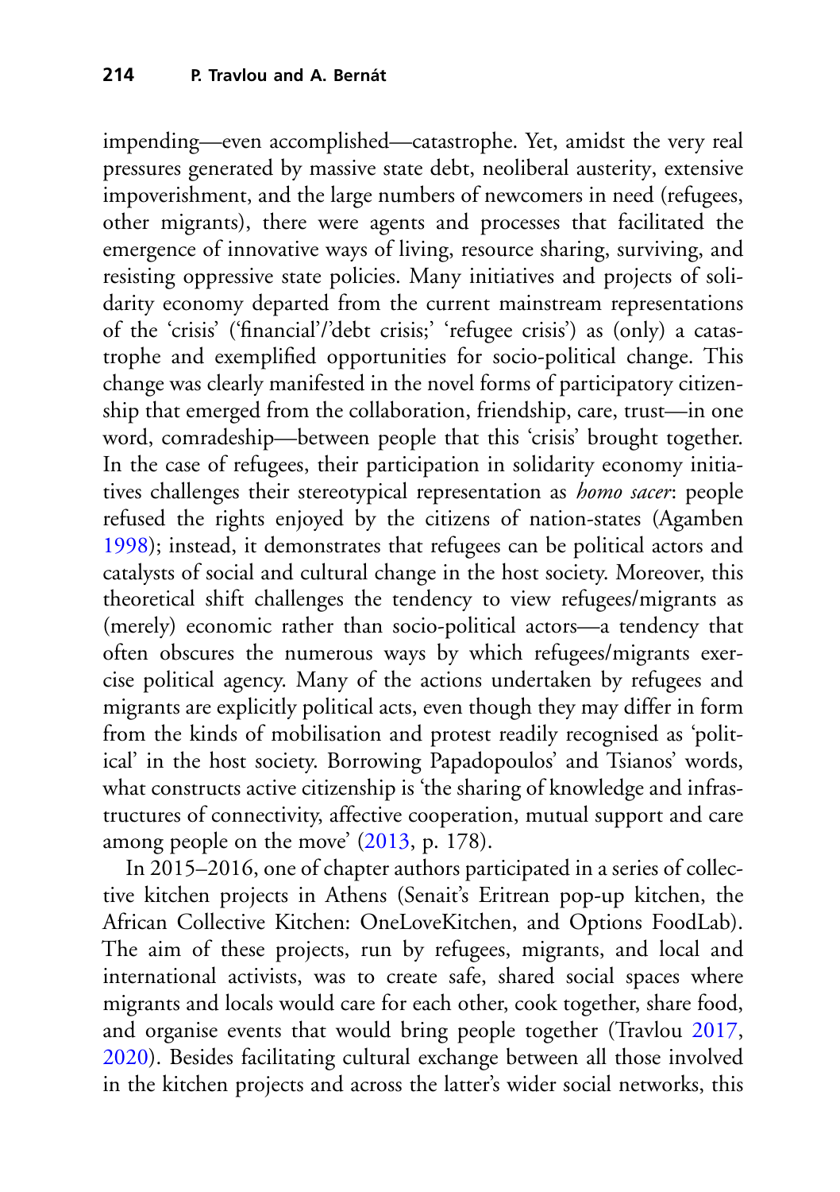impending—even accomplished—catastrophe. Yet, amidst the very real pressures generated by massive state debt, neoliberal austerity, extensive impoverishment, and the large numbers of newcomers in need (refugees, other migrants), there were agents and processes that facilitated the emergence of innovative ways of living, resource sharing, surviving, and resisting oppressive state policies. Many initiatives and projects of solidarity economy departed from the current mainstream representations of the 'crisis' ('financial'/'debt crisis;' 'refugee crisis') as (only) a catastrophe and exemplified opportunities for socio-political change. This change was clearly manifested in the novel forms of participatory citizenship that emerged from the collaboration, friendship, care, trust—in one word, comradeship—between people that this 'crisis' brought together. In the case of refugees, their participation in solidarity economy initiatives challenges their stereotypical representation as *homo sacer*: people refused the rights enjoyed by the citizens of nation-states (Agamben 1998); instead, it demonstrates that refugees can be political actors and catalysts of social and cultural change in the host society. Moreover, this theoretical shift challenges the tendency to view refugees/migrants as (merely) economic rather than socio-political actors—a tendency that often obscures the numerous ways by which refugees/migrants exercise political agency. Many of the actions undertaken by refugees and migrants are explicitly political acts, even though they may differ in form from the kinds of mobilisation and protest readily recognised as 'political' in the host society. Borrowing Papadopoulos' and Tsianos' words, what constructs active citizenship is 'the sharing of knowledge and infrastructures of connectivity, affective cooperation, mutual support and care among people on the move' (2013, p. 178).

In 2015–2016, one of chapter authors participated in a series of collective kitchen projects in Athens (Senait's Eritrean pop-up kitchen, the African Collective Kitchen: OneLoveKitchen, and Options FoodLab). The aim of these projects, run by refugees, migrants, and local and international activists, was to create safe, shared social spaces where migrants and locals would care for each other, cook together, share food, and organise events that would bring people together (Travlou 2017, 2020). Besides facilitating cultural exchange between all those involved in the kitchen projects and across the latter's wider social networks, this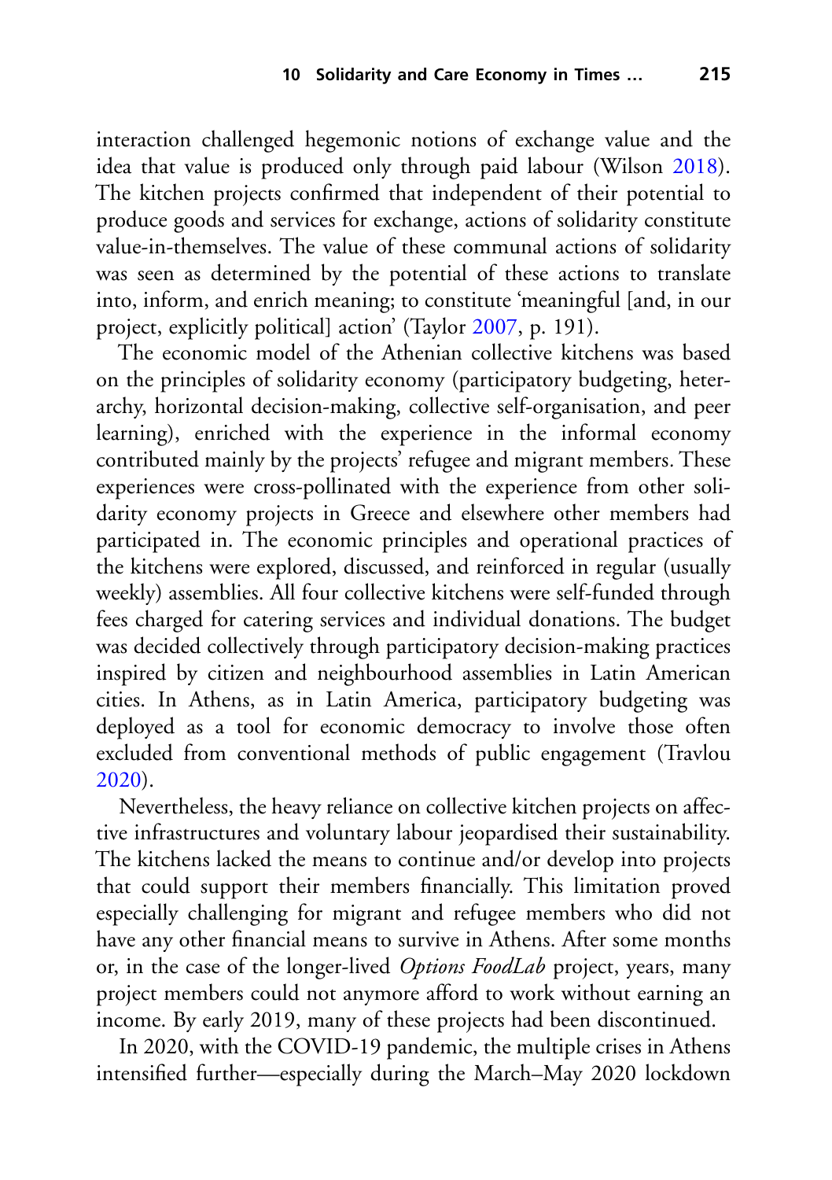interaction challenged hegemonic notions of exchange value and the idea that value is produced only through paid labour (Wilson 2018). The kitchen projects confirmed that independent of their potential to produce goods and services for exchange, actions of solidarity constitute value-in-themselves. The value of these communal actions of solidarity was seen as determined by the potential of these actions to translate into, inform, and enrich meaning; to constitute 'meaningful [and, in our project, explicitly political] action' (Taylor 2007, p. 191).

The economic model of the Athenian collective kitchens was based on the principles of solidarity economy (participatory budgeting, heterarchy, horizontal decision-making, collective self-organisation, and peer learning), enriched with the experience in the informal economy contributed mainly by the projects' refugee and migrant members. These experiences were cross-pollinated with the experience from other solidarity economy projects in Greece and elsewhere other members had participated in. The economic principles and operational practices of the kitchens were explored, discussed, and reinforced in regular (usually weekly) assemblies. All four collective kitchens were self-funded through fees charged for catering services and individual donations. The budget was decided collectively through participatory decision-making practices inspired by citizen and neighbourhood assemblies in Latin American cities. In Athens, as in Latin America, participatory budgeting was deployed as a tool for economic democracy to involve those often excluded from conventional methods of public engagement (Travlou 2020).

Nevertheless, the heavy reliance on collective kitchen projects on affective infrastructures and voluntary labour jeopardised their sustainability. The kitchens lacked the means to continue and/or develop into projects that could support their members financially. This limitation proved especially challenging for migrant and refugee members who did not have any other financial means to survive in Athens. After some months or, in the case of the longer-lived *Options FoodLab* project, years, many project members could not anymore afford to work without earning an income. By early 2019, many of these projects had been discontinued.

In 2020, with the COVID-19 pandemic, the multiple crises in Athens intensified further—especially during the March–May 2020 lockdown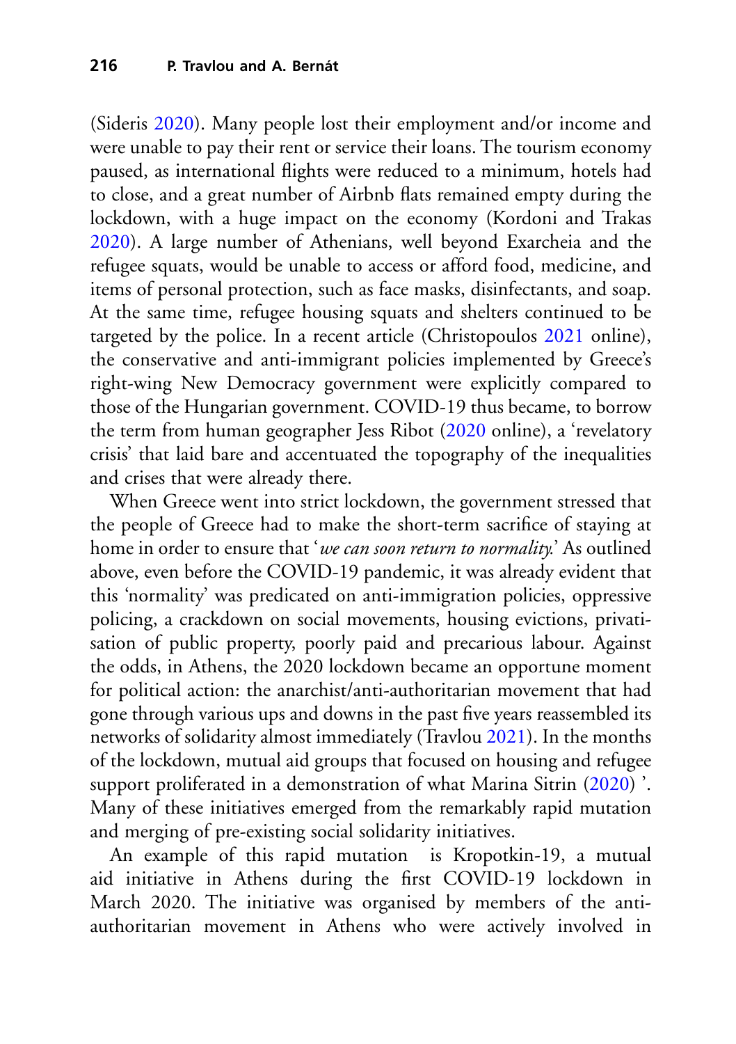(Sideris 2020). Many people lost their employment and/or income and were unable to pay their rent or service their loans. The tourism economy paused, as international flights were reduced to a minimum, hotels had to close, and a great number of Airbnb flats remained empty during the lockdown, with a huge impact on the economy (Kordoni and Trakas 2020). A large number of Athenians, well beyond Exarcheia and the refugee squats, would be unable to access or afford food, medicine, and items of personal protection, such as face masks, disinfectants, and soap. At the same time, refugee housing squats and shelters continued to be targeted by the police. In a recent article (Christopoulos 2021 online), the conservative and anti-immigrant policies implemented by Greece's right-wing New Democracy government were explicitly compared to those of the Hungarian government. COVID-19 thus became, to borrow the term from human geographer Jess Ribot (2020 online), a 'revelatory crisis' that laid bare and accentuated the topography of the inequalities and crises that were already there.

When Greece went into strict lockdown, the government stressed that the people of Greece had to make the short-term sacrifice of staying at home in order to ensure that '*we can soon return to normality.*' As outlined above, even before the COVID-19 pandemic, it was already evident that this 'normality' was predicated on anti-immigration policies, oppressive policing, a crackdown on social movements, housing evictions, privatisation of public property, poorly paid and precarious labour. Against the odds, in Athens, the 2020 lockdown became an opportune moment for political action: the anarchist/anti-authoritarian movement that had gone through various ups and downs in the past five years reassembled its networks of solidarity almost immediately (Travlou 2021). In the months of the lockdown, mutual aid groups that focused on housing and refugee support proliferated in a demonstration of what Marina Sitrin (2020) '. Many of these initiatives emerged from the remarkably rapid mutation and merging of pre-existing social solidarity initiatives.

An example of this rapid mutation is Kropotkin-19, a mutual aid initiative in Athens during the first COVID-19 lockdown in March 2020. The initiative was organised by members of the anti-authoritarian movement in Athens who were actively involved in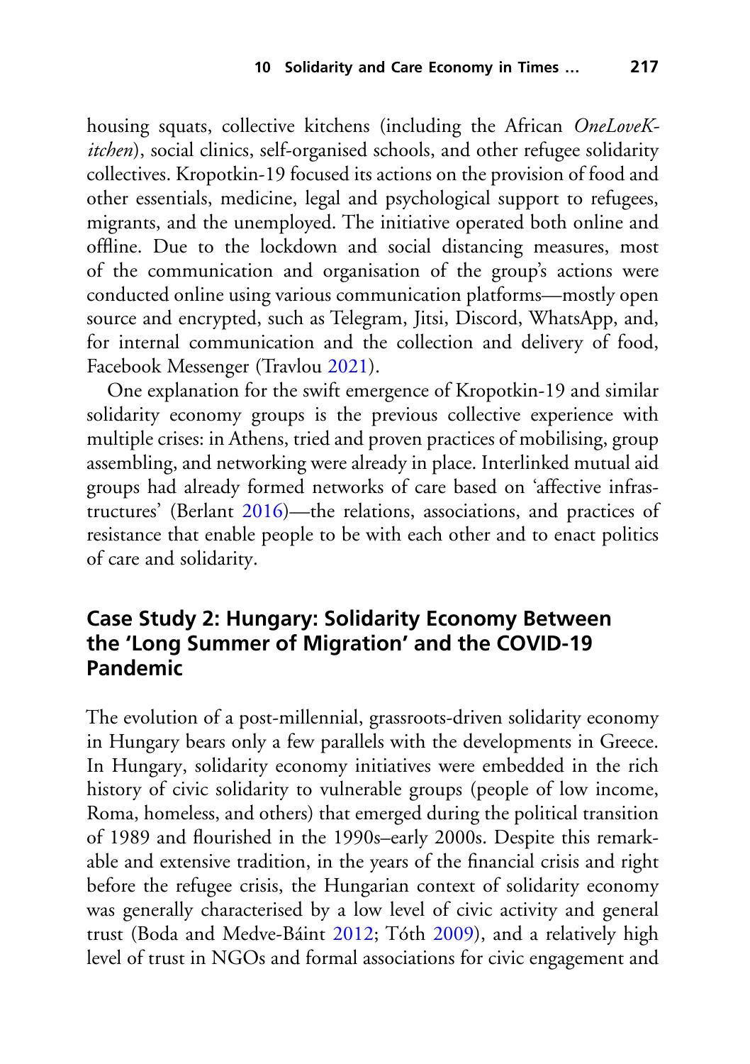housing squats, collective kitchens (including the African *OneLoveKitchen*), social clinics, self-organised schools, and other refugee solidarity collectives. Kropotkin-19 focused its actions on the provision of food and other essentials, medicine, legal and psychological support to refugees, migrants, and the unemployed. The initiative operated both online and offline. Due to the lockdown and social distancing measures, most of the communication and organisation of the group's actions were conducted online using various communication platforms—mostly open source and encrypted, such as Telegram, Jitsi, Discord, WhatsApp, and, for internal communication and the collection and delivery of food, Facebook Messenger (Travlou 2021).

One explanation for the swift emergence of Kropotkin-19 and similar solidarity economy groups is the previous collective experience with multiple crises: in Athens, tried and proven practices of mobilising, group assembling, and networking were already in place. Interlinked mutual aid groups had already formed networks of care based on 'affective infrastructures' (Berlant 2016)—the relations, associations, and practices of resistance that enable people to be with each other and to enact politics of care and solidarity.

## Case Study 2: Hungary: Solidarity Economy Between the 'Long Summer of Migration' and the COVID-19 Pandemic

The evolution of a post-millennial, grassroots-driven solidarity economy in Hungary bears only a few parallels with the developments in Greece. In Hungary, solidarity economy initiatives were embedded in the rich history of civic solidarity to vulnerable groups (people of low income, Roma, homeless, and others) that emerged during the political transition of 1989 and flourished in the 1990s–early 2000s. Despite this remarkable and extensive tradition, in the years of the financial crisis and right before the refugee crisis, the Hungarian context of solidarity economy was generally characterised by a low level of civic activity and general trust (Boda and Medve-Báint 2012; Tóth 2009), and a relatively high level of trust in NGOs and formal associations for civic engagement and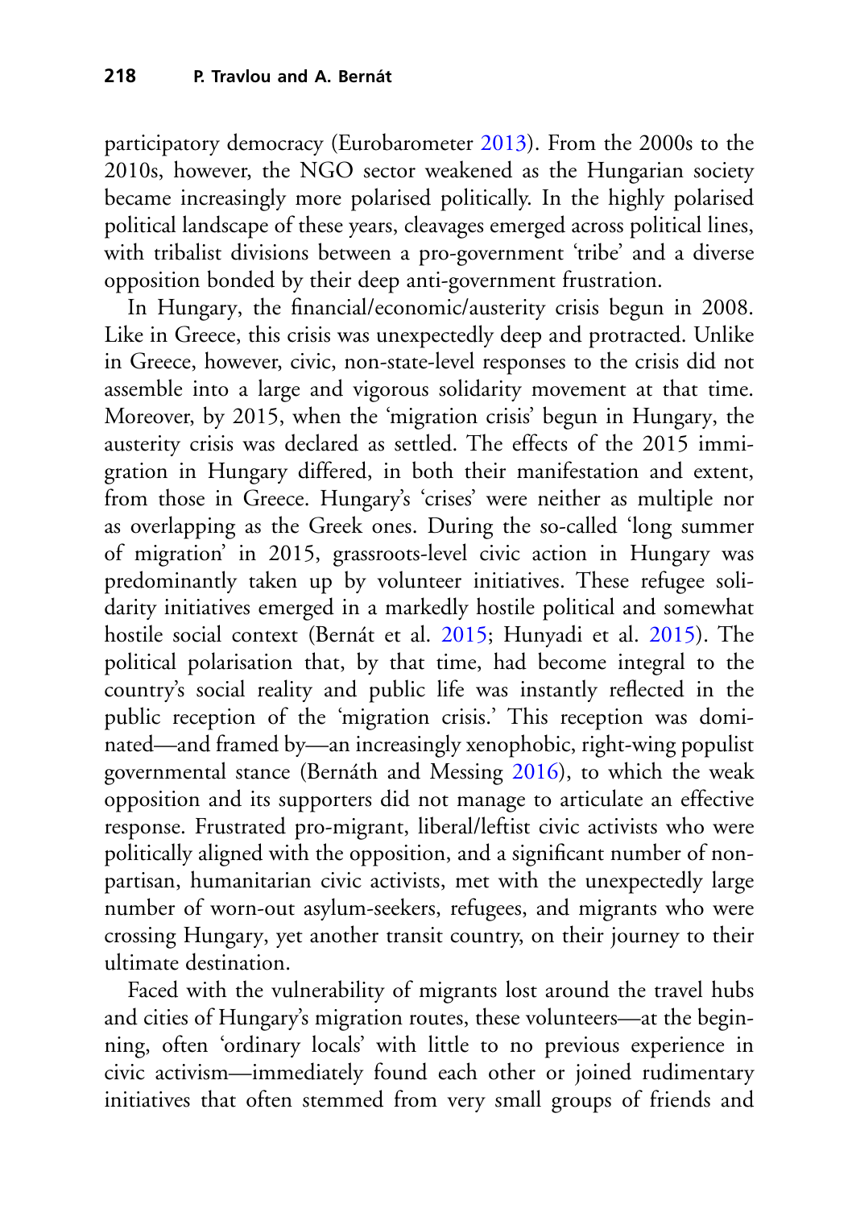participatory democracy (Eurobarometer 2013). From the 2000s to the 2010s, however, the NGO sector weakened as the Hungarian society became increasingly more polarised politically. In the highly polarised political landscape of these years, cleavages emerged across political lines, with tribalist divisions between a pro-government 'tribe' and a diverse opposition bonded by their deep anti-government frustration.

In Hungary, the financial/economic/austerity crisis begun in 2008. Like in Greece, this crisis was unexpectedly deep and protracted. Unlike in Greece, however, civic, non-state-level responses to the crisis did not assemble into a large and vigorous solidarity movement at that time. Moreover, by 2015, when the 'migration crisis' begun in Hungary, the austerity crisis was declared as settled. The effects of the 2015 immigration in Hungary differed, in both their manifestation and extent, from those in Greece. Hungary's 'crises' were neither as multiple nor as overlapping as the Greek ones. During the so-called 'long summer of migration' in 2015, grassroots-level civic action in Hungary was predominantly taken up by volunteer initiatives. These refugee solidarity initiatives emerged in a markedly hostile political and somewhat hostile social context (Bernát et al. 2015; Hunyadi et al. 2015). The political polarisation that, by that time, had become integral to the country's social reality and public life was instantly reflected in the public reception of the 'migration crisis.' This reception was dominated—and framed by—an increasingly xenophobic, right-wing populist governmental stance (Bernáth and Messing 2016), to which the weak opposition and its supporters did not manage to articulate an effective response. Frustrated pro-migrant, liberal/leftist civic activists who were politically aligned with the opposition, and a significant number of nonpartisan, humanitarian civic activists, met with the unexpectedly large number of worn-out asylum-seekers, refugees, and migrants who were crossing Hungary, yet another transit country, on their journey to their ultimate destination.

Faced with the vulnerability of migrants lost around the travel hubs and cities of Hungary's migration routes, these volunteers—at the beginning, often 'ordinary locals' with little to no previous experience in civic activism—immediately found each other or joined rudimentary initiatives that often stemmed from very small groups of friends and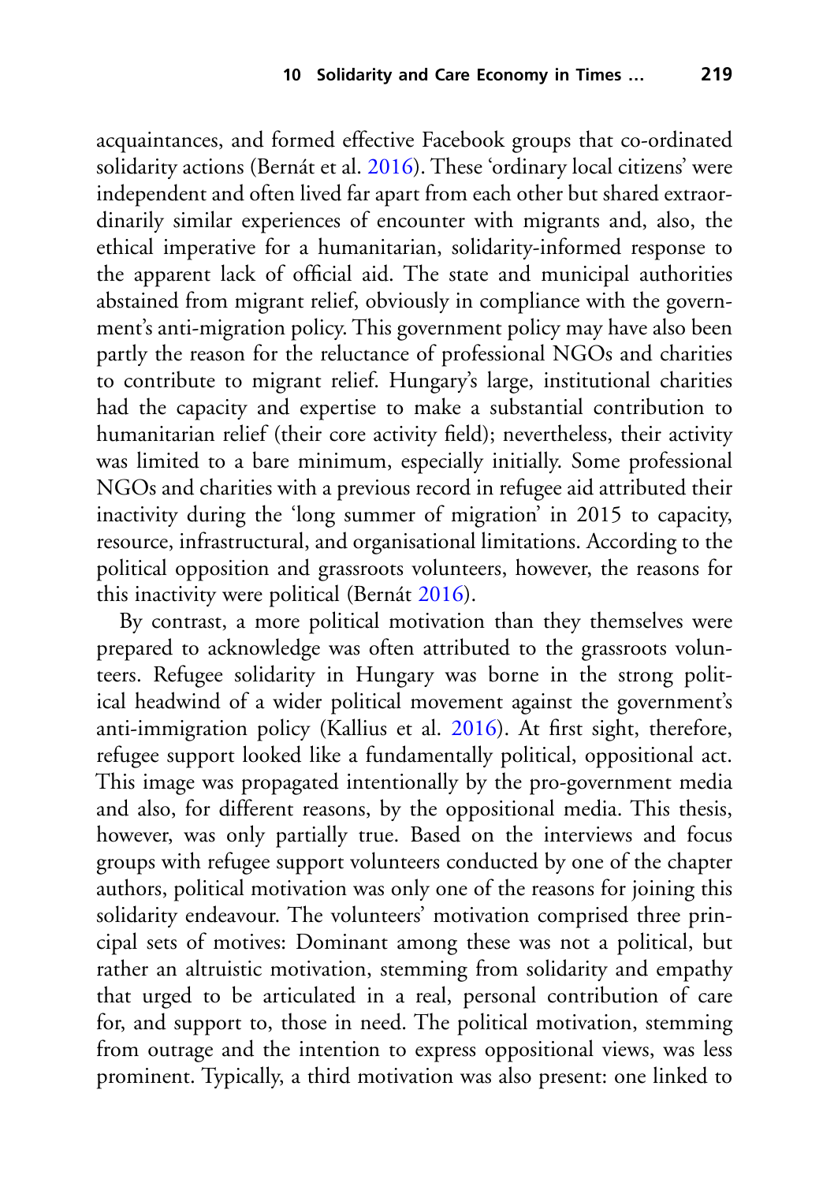acquaintances, and formed effective Facebook groups that co-ordinated solidarity actions (Bernát et al. 2016). These 'ordinary local citizens' were independent and often lived far apart from each other but shared extraordinarily similar experiences of encounter with migrants and, also, the ethical imperative for a humanitarian, solidarity-informed response to the apparent lack of official aid. The state and municipal authorities abstained from migrant relief, obviously in compliance with the government's anti-migration policy. This government policy may have also been partly the reason for the reluctance of professional NGOs and charities to contribute to migrant relief. Hungary's large, institutional charities had the capacity and expertise to make a substantial contribution to humanitarian relief (their core activity field); nevertheless, their activity was limited to a bare minimum, especially initially. Some professional NGOs and charities with a previous record in refugee aid attributed their inactivity during the 'long summer of migration' in 2015 to capacity, resource, infrastructural, and organisational limitations. According to the political opposition and grassroots volunteers, however, the reasons for this inactivity were political (Bernát 2016).

By contrast, a more political motivation than they themselves were prepared to acknowledge was often attributed to the grassroots volunteers. Refugee solidarity in Hungary was borne in the strong political headwind of a wider political movement against the government's anti-immigration policy (Kallius et al. 2016). At first sight, therefore, refugee support looked like a fundamentally political, oppositional act. This image was propagated intentionally by the pro-government media and also, for different reasons, by the oppositional media. This thesis, however, was only partially true. Based on the interviews and focus groups with refugee support volunteers conducted by one of the chapter authors, political motivation was only one of the reasons for joining this solidarity endeavour. The volunteers' motivation comprised three principal sets of motives: Dominant among these was not a political, but rather an altruistic motivation, stemming from solidarity and empathy that urged to be articulated in a real, personal contribution of care for, and support to, those in need. The political motivation, stemming from outrage and the intention to express oppositional views, was less prominent. Typically, a third motivation was also present: one linked to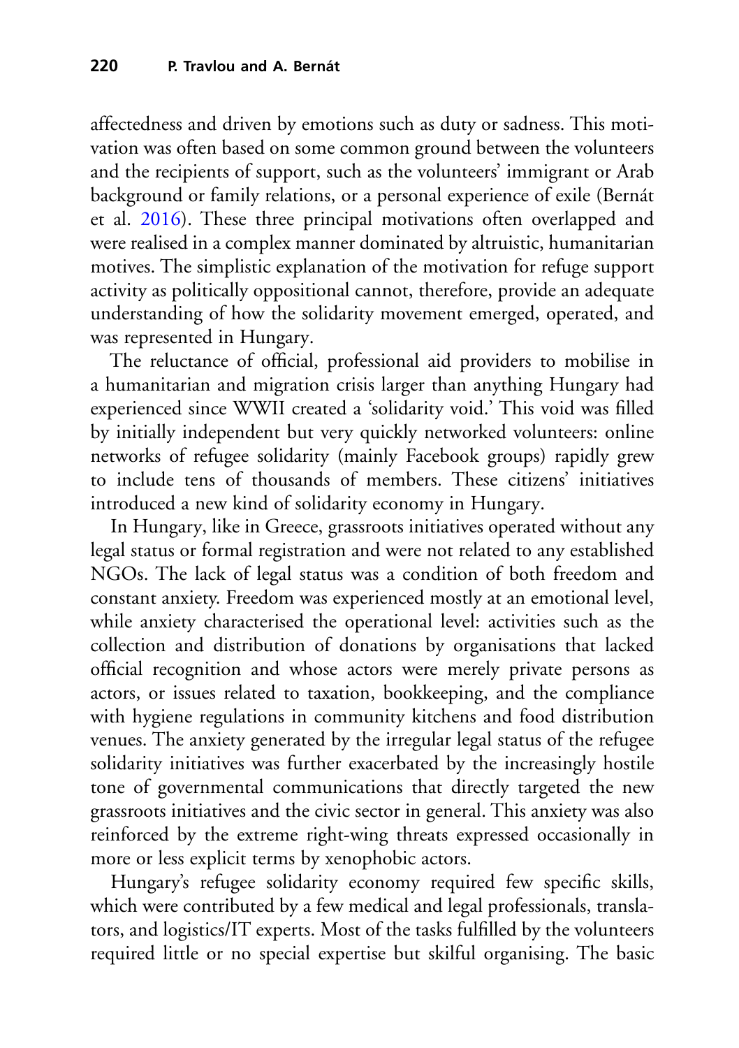affectedness and driven by emotions such as duty or sadness. This motivation was often based on some common ground between the volunteers and the recipients of support, such as the volunteers' immigrant or Arab background or family relations, or a personal experience of exile (Bernát et al. 2016). These three principal motivations often overlapped and were realised in a complex manner dominated by altruistic, humanitarian motives. The simplistic explanation of the motivation for refuge support activity as politically oppositional cannot, therefore, provide an adequate understanding of how the solidarity movement emerged, operated, and was represented in Hungary.

The reluctance of official, professional aid providers to mobilise in a humanitarian and migration crisis larger than anything Hungary had experienced since WWII created a 'solidarity void.' This void was filled by initially independent but very quickly networked volunteers: online networks of refugee solidarity (mainly Facebook groups) rapidly grew to include tens of thousands of members. These citizens' initiatives introduced a new kind of solidarity economy in Hungary.

In Hungary, like in Greece, grassroots initiatives operated without any legal status or formal registration and were not related to any established NGOs. The lack of legal status was a condition of both freedom and constant anxiety. Freedom was experienced mostly at an emotional level, while anxiety characterised the operational level: activities such as the collection and distribution of donations by organisations that lacked official recognition and whose actors were merely private persons as actors, or issues related to taxation, bookkeeping, and the compliance with hygiene regulations in community kitchens and food distribution venues. The anxiety generated by the irregular legal status of the refugee solidarity initiatives was further exacerbated by the increasingly hostile tone of governmental communications that directly targeted the new grassroots initiatives and the civic sector in general. This anxiety was also reinforced by the extreme right-wing threats expressed occasionally in more or less explicit terms by xenophobic actors.

Hungary's refugee solidarity economy required few specific skills, which were contributed by a few medical and legal professionals, translators, and logistics/IT experts. Most of the tasks fulfilled by the volunteers required little or no special expertise but skilful organising. The basic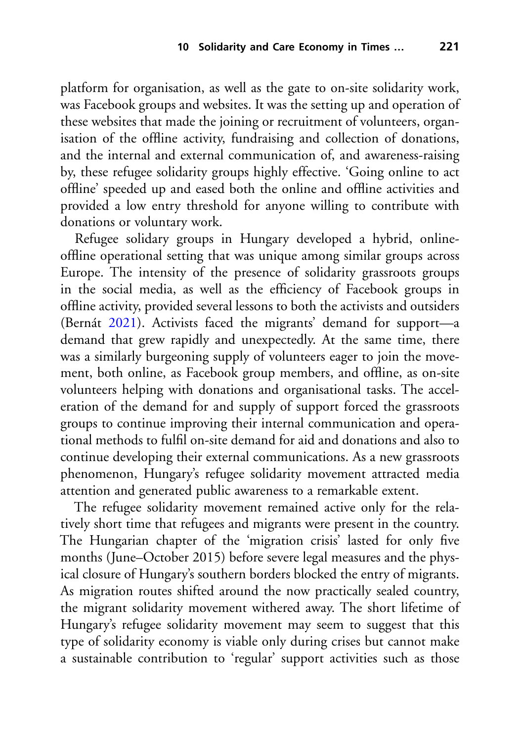platform for organisation, as well as the gate to on-site solidarity work, was Facebook groups and websites. It was the setting up and operation of these websites that made the joining or recruitment of volunteers, organisation of the offline activity, fundraising and collection of donations, and the internal and external communication of, and awareness-raising by, these refugee solidarity groups highly effective. 'Going online to act offline' speeded up and eased both the online and offline activities and provided a low entry threshold for anyone willing to contribute with donations or voluntary work.

Refugee solidary groups in Hungary developed a hybrid, online-offline operational setting that was unique among similar groups across Europe. The intensity of the presence of solidarity grassroots groups in the social media, as well as the efficiency of Facebook groups in offline activity, provided several lessons to both the activists and outsiders (Bernát 2021). Activists faced the migrants' demand for support—a demand that grew rapidly and unexpectedly. At the same time, there was a similarly burgeoning supply of volunteers eager to join the movement, both online, as Facebook group members, and offline, as on-site volunteers helping with donations and organisational tasks. The acceleration of the demand for and supply of support forced the grassroots groups to continue improving their internal communication and operational methods to fulfil on-site demand for aid and donations and also to continue developing their external communications. As a new grassroots phenomenon, Hungary's refugee solidarity movement attracted media attention and generated public awareness to a remarkable extent.

The refugee solidarity movement remained active only for the relatively short time that refugees and migrants were present in the country. The Hungarian chapter of the 'migration crisis' lasted for only five months (June–October 2015) before severe legal measures and the physical closure of Hungary's southern borders blocked the entry of migrants. As migration routes shifted around the now practically sealed country, the migrant solidarity movement withered away. The short lifetime of Hungary's refugee solidarity movement may seem to suggest that this type of solidarity economy is viable only during crises but cannot make a sustainable contribution to 'regular' support activities such as those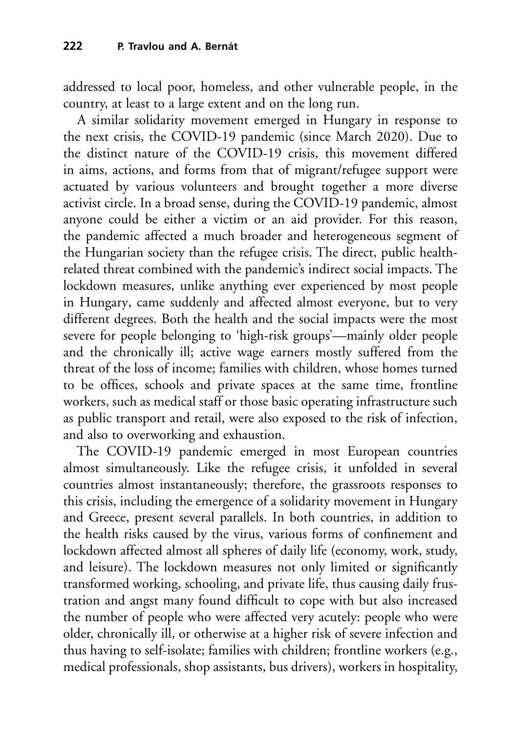addressed to local poor, homeless, and other vulnerable people, in the country, at least to a large extent and on the long run.

A similar solidarity movement emerged in Hungary in response to the next crisis, the COVID-19 pandemic (since March 2020). Due to the distinct nature of the COVID-19 crisis, this movement differed in aims, actions, and forms from that of migrant/refugee support were actuated by various volunteers and brought together a more diverse activist circle. In a broad sense, during the COVID-19 pandemic, almost anyone could be either a victim or an aid provider. For this reason, the pandemic affected a much broader and heterogeneous segment of the Hungarian society than the refugee crisis. The direct, public health-related threat combined with the pandemic's indirect social impacts. The lockdown measures, unlike anything ever experienced by most people in Hungary, came suddenly and affected almost everyone, but to very different degrees. Both the health and the social impacts were the most severe for people belonging to 'high-risk groups'—mainly older people and the chronically ill; active wage earners mostly suffered from the threat of the loss of income; families with children, whose homes turned to be offices, schools and private spaces at the same time, frontline workers, such as medical staff or those basic operating infrastructure such as public transport and retail, were also exposed to the risk of infection, and also to overworking and exhaustion.

The COVID-19 pandemic emerged in most European countries almost simultaneously. Like the refugee crisis, it unfolded in several countries almost instantaneously; therefore, the grassroots responses to this crisis, including the emergence of a solidarity movement in Hungary and Greece, present several parallels. In both countries, in addition to the health risks caused by the virus, various forms of confinement and lockdown affected almost all spheres of daily life (economy, work, study, and leisure). The lockdown measures not only limited or significantly transformed working, schooling, and private life, thus causing daily frustration and angst many found difficult to cope with but also increased the number of people who were affected very acutely: people who were older, chronically ill, or otherwise at a higher risk of severe infection and thus having to self-isolate; families with children; frontline workers (e.g., medical professionals, shop assistants, bus drivers), workers in hospitality,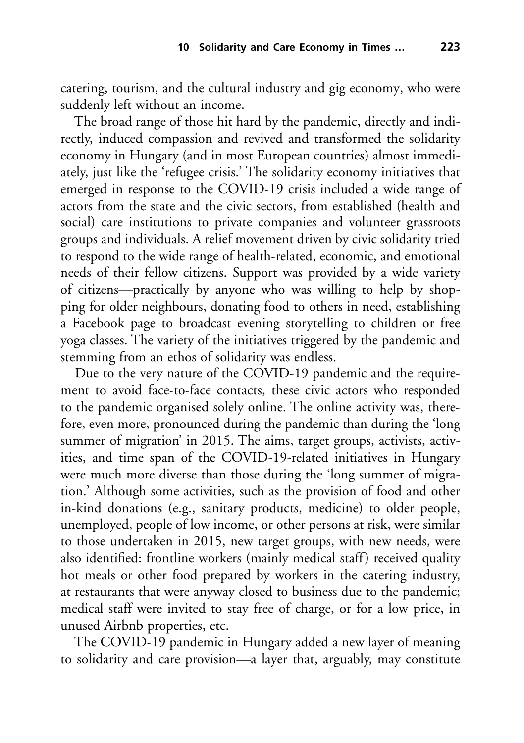catering, tourism, and the cultural industry and gig economy, who were suddenly left without an income.

The broad range of those hit hard by the pandemic, directly and indirectly, induced compassion and revived and transformed the solidarity economy in Hungary (and in most European countries) almost immediately, just like the 'refugee crisis.' The solidarity economy initiatives that emerged in response to the COVID-19 crisis included a wide range of actors from the state and the civic sectors, from established (health and social) care institutions to private companies and volunteer grassroots groups and individuals. A relief movement driven by civic solidarity tried to respond to the wide range of health-related, economic, and emotional needs of their fellow citizens. Support was provided by a wide variety of citizens—practically by anyone who was willing to help by shopping for older neighbours, donating food to others in need, establishing a Facebook page to broadcast evening storytelling to children or free yoga classes. The variety of the initiatives triggered by the pandemic and stemming from an ethos of solidarity was endless.

Due to the very nature of the COVID-19 pandemic and the requirement to avoid face-to-face contacts, these civic actors who responded to the pandemic organised solely online. The online activity was, therefore, even more, pronounced during the pandemic than during the 'long summer of migration' in 2015. The aims, target groups, activists, activities, and time span of the COVID-19-related initiatives in Hungary were much more diverse than those during the 'long summer of migration.' Although some activities, such as the provision of food and other in-kind donations (e.g., sanitary products, medicine) to older people, unemployed, people of low income, or other persons at risk, were similar to those undertaken in 2015, new target groups, with new needs, were also identified: frontline workers (mainly medical staff) received quality hot meals or other food prepared by workers in the catering industry, at restaurants that were anyway closed to business due to the pandemic; medical staff were invited to stay free of charge, or for a low price, in unused Airbnb properties, etc.

The COVID-19 pandemic in Hungary added a new layer of meaning to solidarity and care provision—a layer that, arguably, may constitute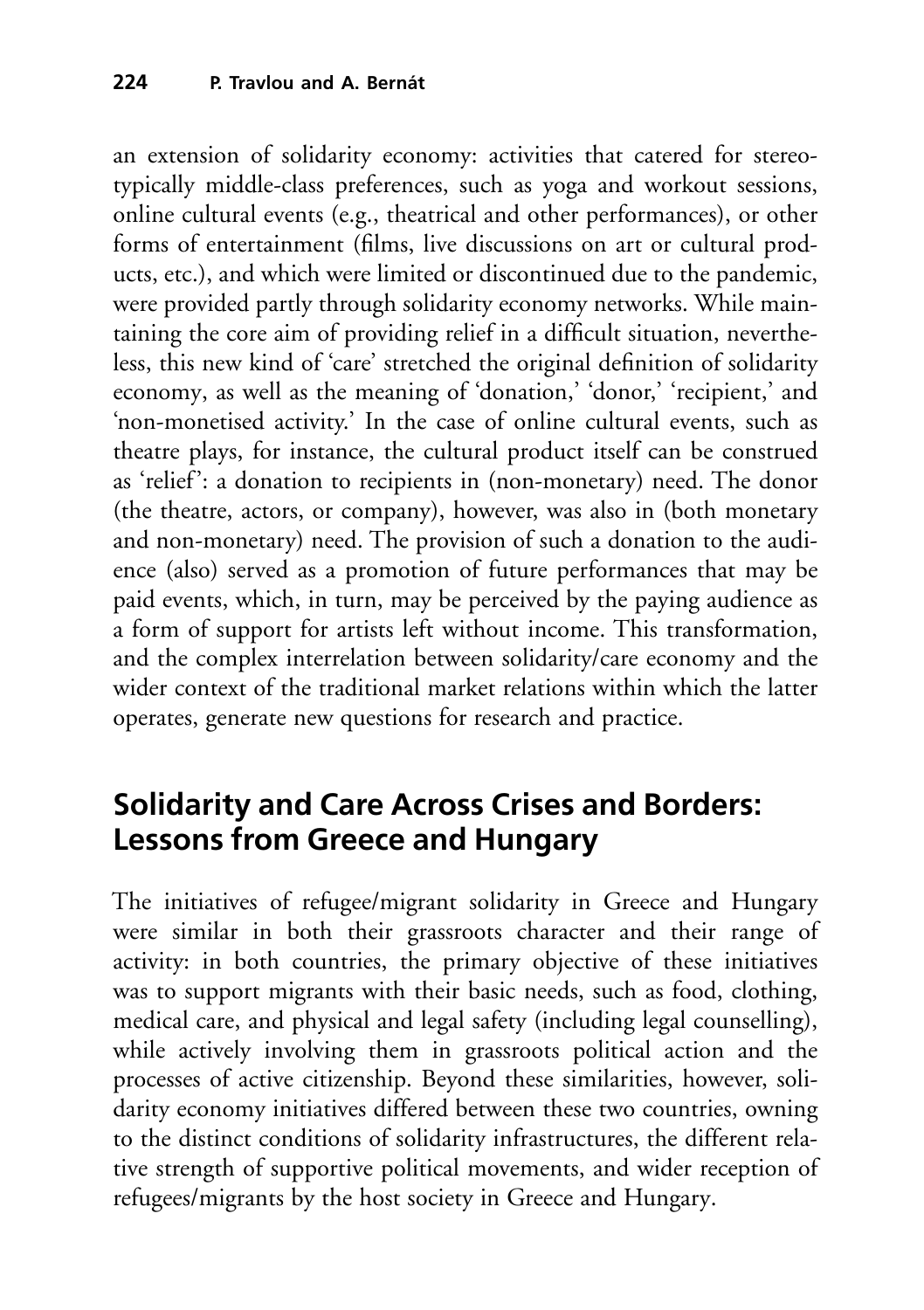an extension of solidarity economy: activities that catered for stereotypically middle-class preferences, such as yoga and workout sessions, online cultural events (e.g., theatrical and other performances), or other forms of entertainment (films, live discussions on art or cultural products, etc.), and which were limited or discontinued due to the pandemic, were provided partly through solidarity economy networks. While maintaining the core aim of providing relief in a difficult situation, nevertheless, this new kind of 'care' stretched the original definition of solidarity economy, as well as the meaning of 'donation,' 'donor,' 'recipient,' and 'non-monetised activity.' In the case of online cultural events, such as theatre plays, for instance, the cultural product itself can be construed as 'relief': a donation to recipients in (non-monetary) need. The donor (the theatre, actors, or company), however, was also in (both monetary and non-monetary) need. The provision of such a donation to the audience (also) served as a promotion of future performances that may be paid events, which, in turn, may be perceived by the paying audience as a form of support for artists left without income. This transformation, and the complex interrelation between solidarity/care economy and the wider context of the traditional market relations within which the latter operates, generate new questions for research and practice.

## Solidarity and Care Across Crises and Borders: Lessons from Greece and Hungary

The initiatives of refugee/migrant solidarity in Greece and Hungary were similar in both their grassroots character and their range of activity: in both countries, the primary objective of these initiatives was to support migrants with their basic needs, such as food, clothing, medical care, and physical and legal safety (including legal counselling), while actively involving them in grassroots political action and the processes of active citizenship. Beyond these similarities, however, solidarity economy initiatives differed between these two countries, owning to the distinct conditions of solidarity infrastructures, the different relative strength of supportive political movements, and wider reception of refugees/migrants by the host society in Greece and Hungary.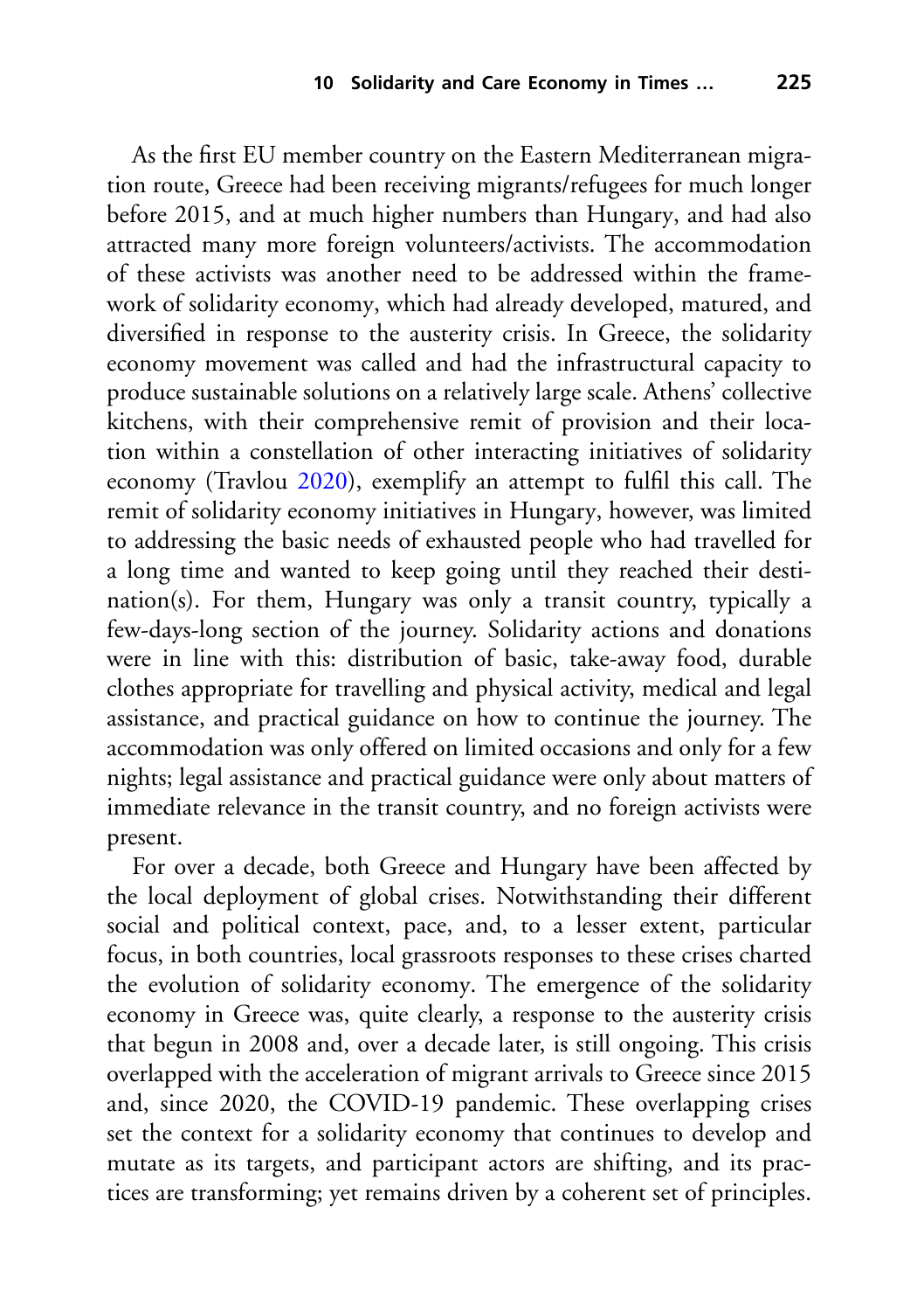As the first EU member country on the Eastern Mediterranean migration route, Greece had been receiving migrants/refugees for much longer before 2015, and at much higher numbers than Hungary, and had also attracted many more foreign volunteers/activists. The accommodation of these activists was another need to be addressed within the framework of solidarity economy, which had already developed, matured, and diversified in response to the austerity crisis. In Greece, the solidarity economy movement was called and had the infrastructural capacity to produce sustainable solutions on a relatively large scale. Athens' collective kitchens, with their comprehensive remit of provision and their location within a constellation of other interacting initiatives of solidarity economy (Travlou 2020), exemplify an attempt to fulfil this call. The remit of solidarity economy initiatives in Hungary, however, was limited to addressing the basic needs of exhausted people who had travelled for a long time and wanted to keep going until they reached their destination(s). For them, Hungary was only a transit country, typically a few-days-long section of the journey. Solidarity actions and donations were in line with this: distribution of basic, take-away food, durable clothes appropriate for travelling and physical activity, medical and legal assistance, and practical guidance on how to continue the journey. The accommodation was only offered on limited occasions and only for a few nights; legal assistance and practical guidance were only about matters of immediate relevance in the transit country, and no foreign activists were present.

For over a decade, both Greece and Hungary have been affected by the local deployment of global crises. Notwithstanding their different social and political context, pace, and, to a lesser extent, particular focus, in both countries, local grassroots responses to these crises charted the evolution of solidarity economy. The emergence of the solidarity economy in Greece was, quite clearly, a response to the austerity crisis that begun in 2008 and, over a decade later, is still ongoing. This crisis overlapped with the acceleration of migrant arrivals to Greece since 2015 and, since 2020, the COVID-19 pandemic. These overlapping crises set the context for a solidarity economy that continues to develop and mutate as its targets, and participant actors are shifting, and its practices are transforming; yet remains driven by a coherent set of principles.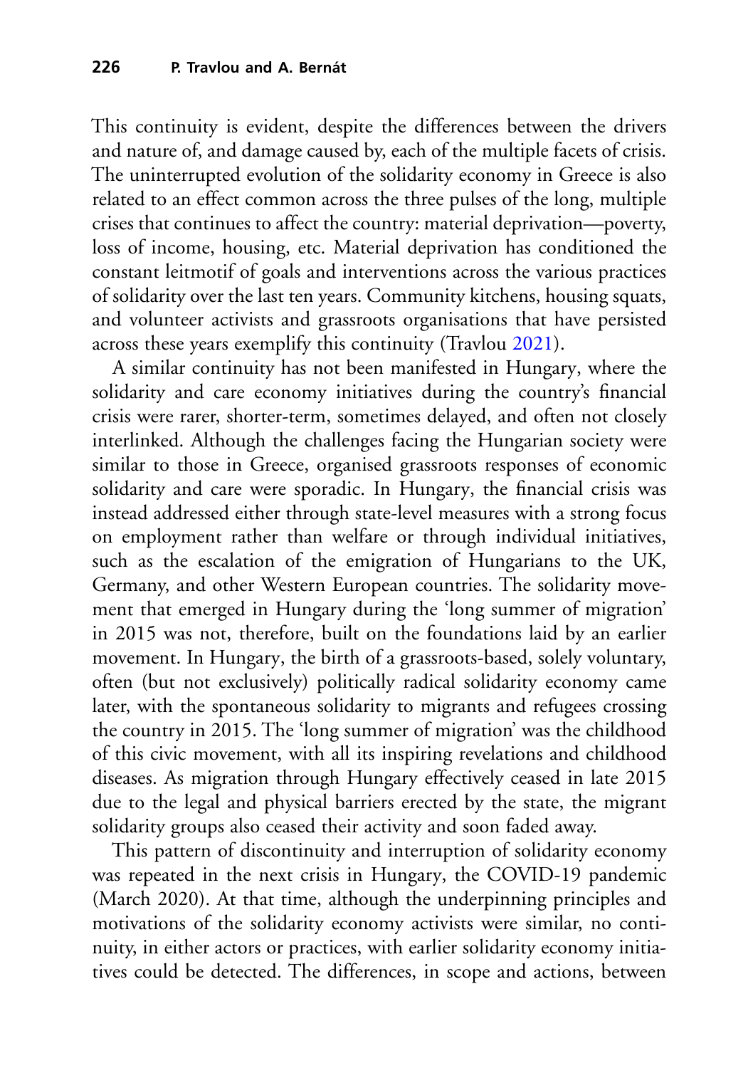This continuity is evident, despite the differences between the drivers and nature of, and damage caused by, each of the multiple facets of crisis. The uninterrupted evolution of the solidarity economy in Greece is also related to an effect common across the three pulses of the long, multiple crises that continues to affect the country: material deprivation—poverty, loss of income, housing, etc. Material deprivation has conditioned the constant leitmotif of goals and interventions across the various practices of solidarity over the last ten years. Community kitchens, housing squats, and volunteer activists and grassroots organisations that have persisted across these years exemplify this continuity (Travlou 2021).

A similar continuity has not been manifested in Hungary, where the solidarity and care economy initiatives during the country's financial crisis were rarer, shorter-term, sometimes delayed, and often not closely interlinked. Although the challenges facing the Hungarian society were similar to those in Greece, organised grassroots responses of economic solidarity and care were sporadic. In Hungary, the financial crisis was instead addressed either through state-level measures with a strong focus on employment rather than welfare or through individual initiatives, such as the escalation of the emigration of Hungarians to the UK, Germany, and other Western European countries. The solidarity movement that emerged in Hungary during the 'long summer of migration' in 2015 was not, therefore, built on the foundations laid by an earlier movement. In Hungary, the birth of a grassroots-based, solely voluntary, often (but not exclusively) politically radical solidarity economy came later, with the spontaneous solidarity to migrants and refugees crossing the country in 2015. The 'long summer of migration' was the childhood of this civic movement, with all its inspiring revelations and childhood diseases. As migration through Hungary effectively ceased in late 2015 due to the legal and physical barriers erected by the state, the migrant solidarity groups also ceased their activity and soon faded away.

This pattern of discontinuity and interruption of solidarity economy was repeated in the next crisis in Hungary, the COVID-19 pandemic (March 2020). At that time, although the underpinning principles and motivations of the solidarity economy activists were similar, no continuity, in either actors or practices, with earlier solidarity economy initiatives could be detected. The differences, in scope and actions, between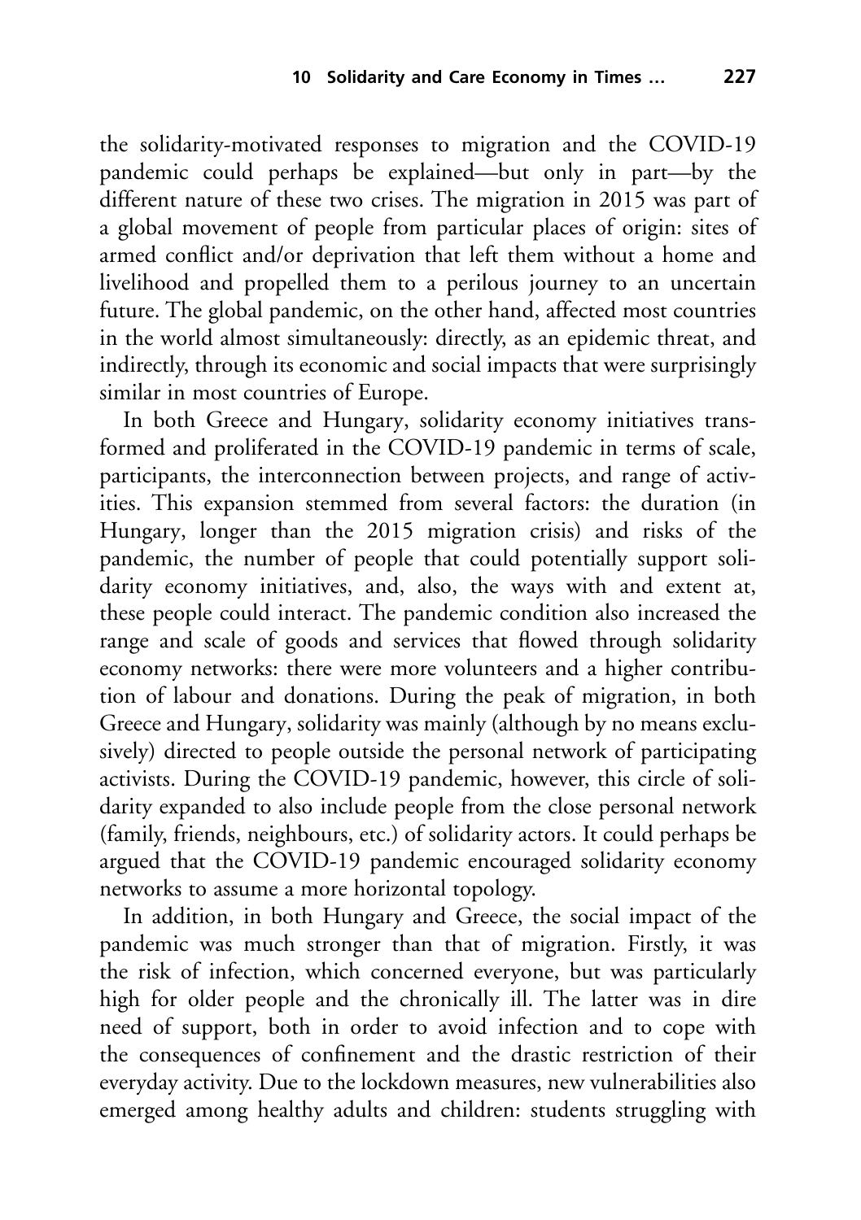the solidarity-motivated responses to migration and the COVID-19 pandemic could perhaps be explained—but only in part—by the different nature of these two crises. The migration in 2015 was part of a global movement of people from particular places of origin: sites of armed conflict and/or deprivation that left them without a home and livelihood and propelled them to a perilous journey to an uncertain future. The global pandemic, on the other hand, affected most countries in the world almost simultaneously: directly, as an epidemic threat, and indirectly, through its economic and social impacts that were surprisingly similar in most countries of Europe.

In both Greece and Hungary, solidarity economy initiatives transformed and proliferated in the COVID-19 pandemic in terms of scale, participants, the interconnection between projects, and range of activities. This expansion stemmed from several factors: the duration (in Hungary, longer than the 2015 migration crisis) and risks of the pandemic, the number of people that could potentially support solidarity economy initiatives, and, also, the ways with and extent at, these people could interact. The pandemic condition also increased the range and scale of goods and services that flowed through solidarity economy networks: there were more volunteers and a higher contribution of labour and donations. During the peak of migration, in both Greece and Hungary, solidarity was mainly (although by no means exclusively) directed to people outside the personal network of participating activists. During the COVID-19 pandemic, however, this circle of solidarity expanded to also include people from the close personal network (family, friends, neighbours, etc.) of solidarity actors. It could perhaps be argued that the COVID-19 pandemic encouraged solidarity economy networks to assume a more horizontal topology.

In addition, in both Hungary and Greece, the social impact of the pandemic was much stronger than that of migration. Firstly, it was the risk of infection, which concerned everyone, but was particularly high for older people and the chronically ill. The latter was in dire need of support, both in order to avoid infection and to cope with the consequences of confinement and the drastic restriction of their everyday activity. Due to the lockdown measures, new vulnerabilities also emerged among healthy adults and children: students struggling with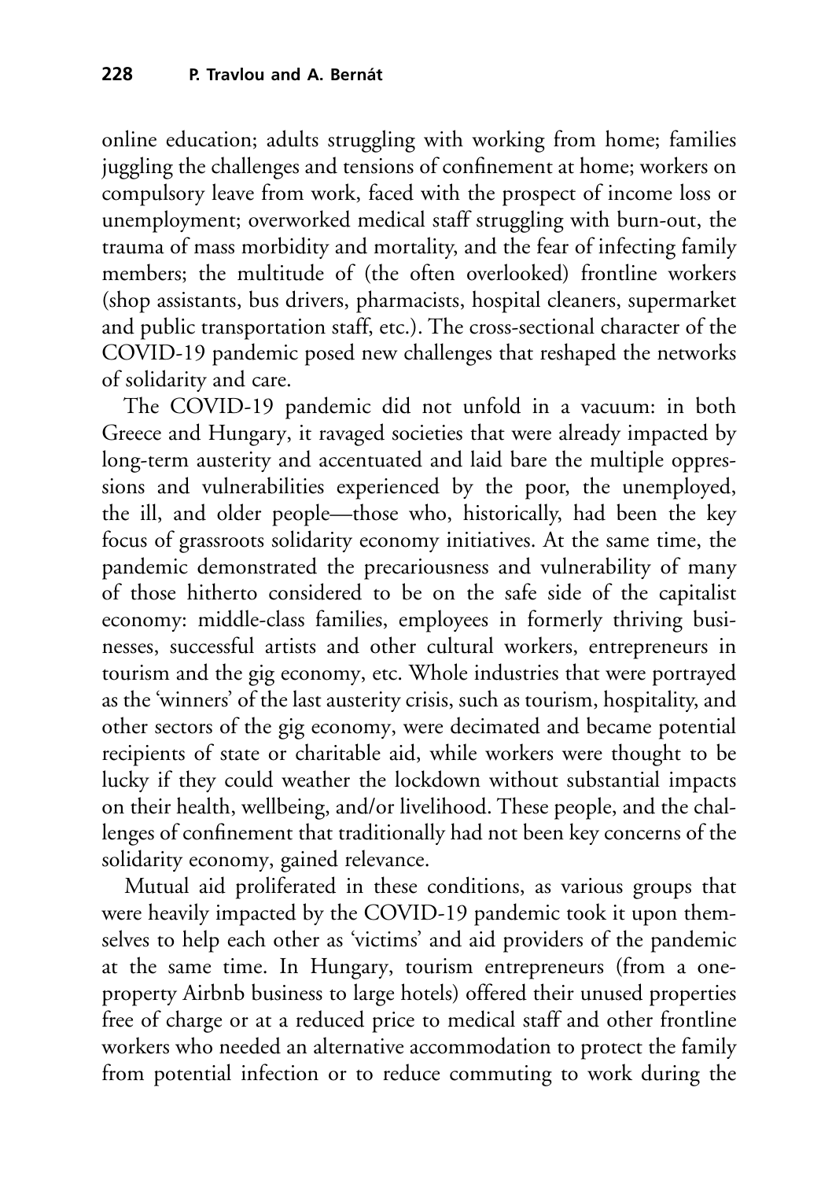online education; adults struggling with working from home; families juggling the challenges and tensions of confinement at home; workers on compulsory leave from work, faced with the prospect of income loss or unemployment; overworked medical staff struggling with burn-out, the trauma of mass morbidity and mortality, and the fear of infecting family members; the multitude of (the often overlooked) frontline workers (shop assistants, bus drivers, pharmacists, hospital cleaners, supermarket and public transportation staff, etc.). The cross-sectional character of the COVID-19 pandemic posed new challenges that reshaped the networks of solidarity and care.

The COVID-19 pandemic did not unfold in a vacuum: in both Greece and Hungary, it ravaged societies that were already impacted by long-term austerity and accentuated and laid bare the multiple oppressions and vulnerabilities experienced by the poor, the unemployed, the ill, and older people—those who, historically, had been the key focus of grassroots solidarity economy initiatives. At the same time, the pandemic demonstrated the precariousness and vulnerability of many of those hitherto considered to be on the safe side of the capitalist economy: middle-class families, employees in formerly thriving businesses, successful artists and other cultural workers, entrepreneurs in tourism and the gig economy, etc. Whole industries that were portrayed as the 'winners' of the last austerity crisis, such as tourism, hospitality, and other sectors of the gig economy, were decimated and became potential recipients of state or charitable aid, while workers were thought to be lucky if they could weather the lockdown without substantial impacts on their health, wellbeing, and/or livelihood. These people, and the challenges of confinement that traditionally had not been key concerns of the solidarity economy, gained relevance.

Mutual aid proliferated in these conditions, as various groups that were heavily impacted by the COVID-19 pandemic took it upon themselves to help each other as 'victims' and aid providers of the pandemic at the same time. In Hungary, tourism entrepreneurs (from a one-property Airbnb business to large hotels) offered their unused properties free of charge or at a reduced price to medical staff and other frontline workers who needed an alternative accommodation to protect the family from potential infection or to reduce commuting to work during the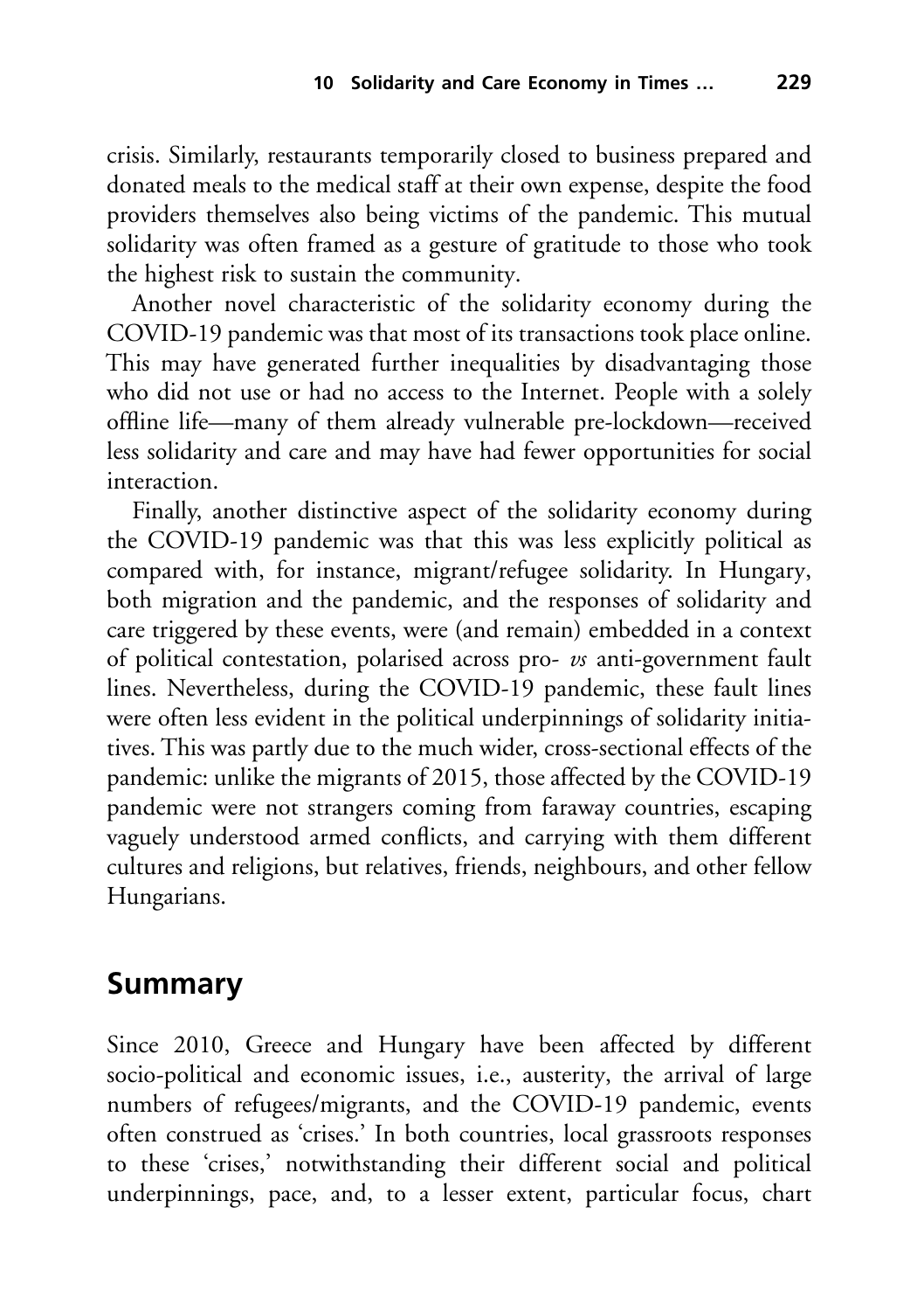crisis. Similarly, restaurants temporarily closed to business prepared and donated meals to the medical staff at their own expense, despite the food providers themselves also being victims of the pandemic. This mutual solidarity was often framed as a gesture of gratitude to those who took the highest risk to sustain the community.

Another novel characteristic of the solidarity economy during the COVID-19 pandemic was that most of its transactions took place online. This may have generated further inequalities by disadvantaging those who did not use or had no access to the Internet. People with a solely offline life—many of them already vulnerable pre-lockdown—received less solidarity and care and may have had fewer opportunities for social interaction.

Finally, another distinctive aspect of the solidarity economy during the COVID-19 pandemic was that this was less explicitly political as compared with, for instance, migrant/refugee solidarity. In Hungary, both migration and the pandemic, and the responses of solidarity and care triggered by these events, were (and remain) embedded in a context of political contestation, polarised across pro- *vs* anti-government fault lines. Nevertheless, during the COVID-19 pandemic, these fault lines were often less evident in the political underpinnings of solidarity initiatives. This was partly due to the much wider, cross-sectional effects of the pandemic: unlike the migrants of 2015, those affected by the COVID-19 pandemic were not strangers coming from faraway countries, escaping vaguely understood armed conflicts, and carrying with them different cultures and religions, but relatives, friends, neighbours, and other fellow Hungarians.

## Summary

Since 2010, Greece and Hungary have been affected by different socio-political and economic issues, i.e., austerity, the arrival of large numbers of refugees/migrants, and the COVID-19 pandemic, events often construed as 'crises.' In both countries, local grassroots responses to these 'crises,' notwithstanding their different social and political underpinnings, pace, and, to a lesser extent, particular focus, chart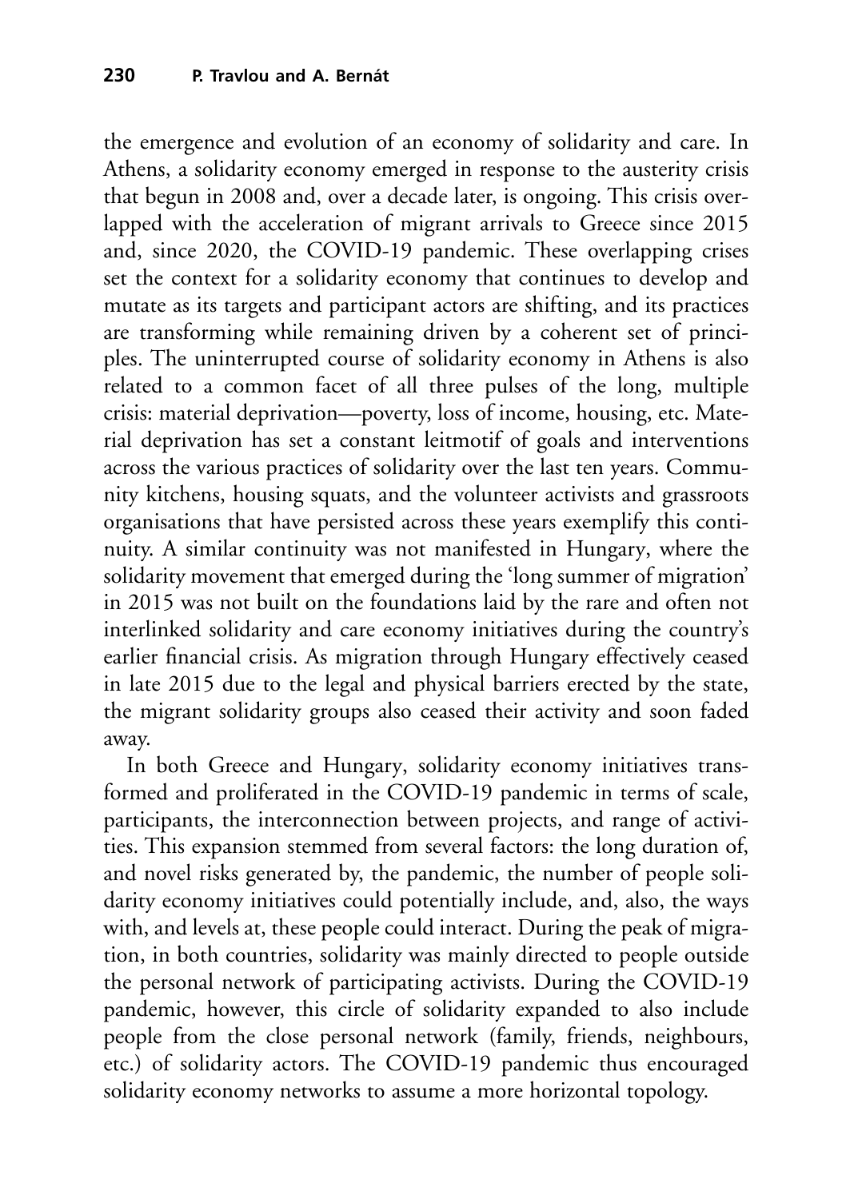the emergence and evolution of an economy of solidarity and care. In Athens, a solidarity economy emerged in response to the austerity crisis that begun in 2008 and, over a decade later, is ongoing. This crisis overlapped with the acceleration of migrant arrivals to Greece since 2015 and, since 2020, the COVID-19 pandemic. These overlapping crises set the context for a solidarity economy that continues to develop and mutate as its targets and participant actors are shifting, and its practices are transforming while remaining driven by a coherent set of principles. The uninterrupted course of solidarity economy in Athens is also related to a common facet of all three pulses of the long, multiple crisis: material deprivation—poverty, loss of income, housing, etc. Material deprivation has set a constant leitmotif of goals and interventions across the various practices of solidarity over the last ten years. Community kitchens, housing squats, and the volunteer activists and grassroots organisations that have persisted across these years exemplify this continuity. A similar continuity was not manifested in Hungary, where the solidarity movement that emerged during the 'long summer of migration' in 2015 was not built on the foundations laid by the rare and often not interlinked solidarity and care economy initiatives during the country's earlier financial crisis. As migration through Hungary effectively ceased in late 2015 due to the legal and physical barriers erected by the state, the migrant solidarity groups also ceased their activity and soon faded away.

In both Greece and Hungary, solidarity economy initiatives transformed and proliferated in the COVID-19 pandemic in terms of scale, participants, the interconnection between projects, and range of activities. This expansion stemmed from several factors: the long duration of, and novel risks generated by, the pandemic, the number of people solidarity economy initiatives could potentially include, and, also, the ways with, and levels at, these people could interact. During the peak of migration, in both countries, solidarity was mainly directed to people outside the personal network of participating activists. During the COVID-19 pandemic, however, this circle of solidarity expanded to also include people from the close personal network (family, friends, neighbours, etc.) of solidarity actors. The COVID-19 pandemic thus encouraged solidarity economy networks to assume a more horizontal topology.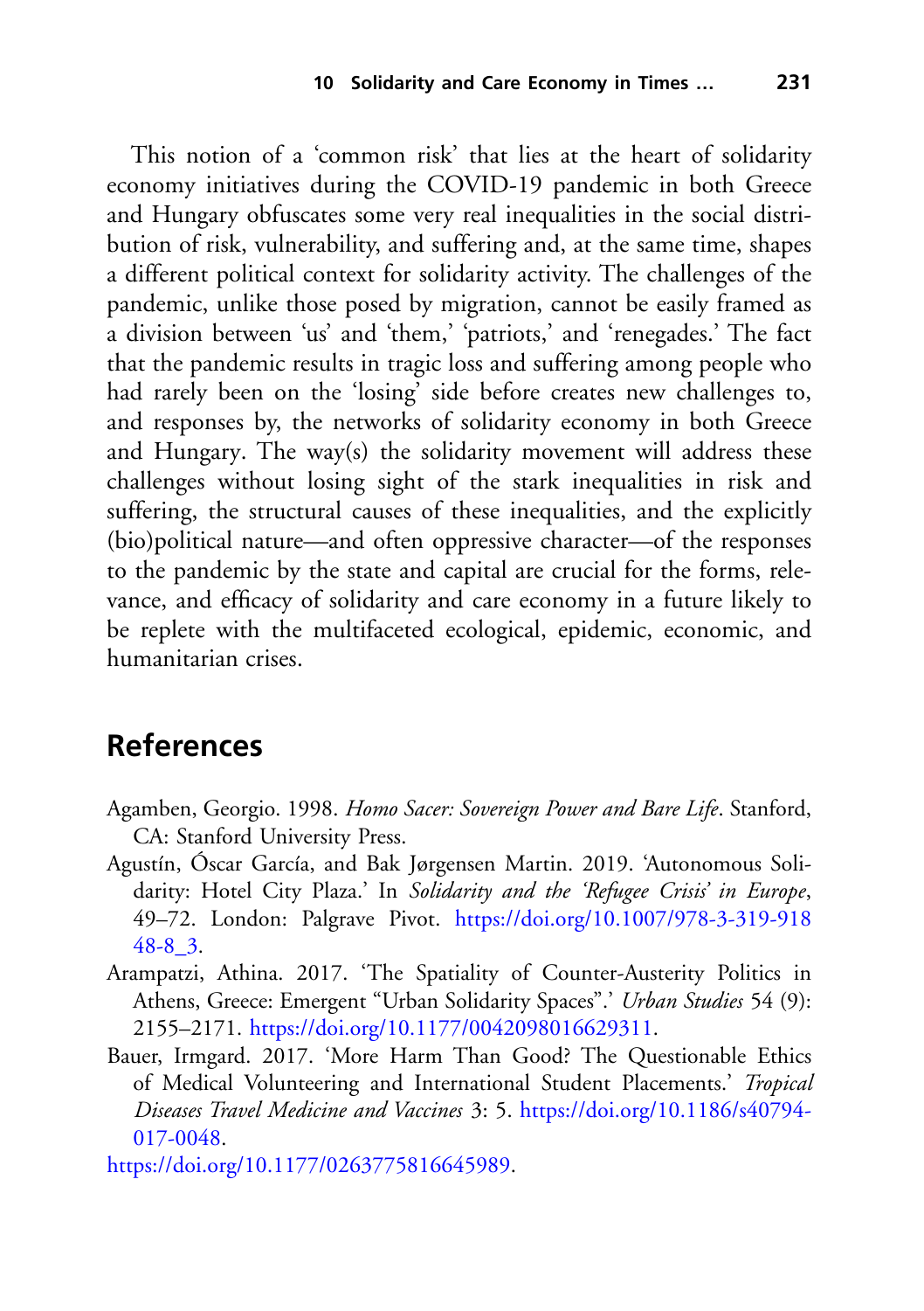This notion of a 'common risk' that lies at the heart of solidarity economy initiatives during the COVID-19 pandemic in both Greece and Hungary obfuscates some very real inequalities in the social distribution of risk, vulnerability, and suffering and, at the same time, shapes a different political context for solidarity activity. The challenges of the pandemic, unlike those posed by migration, cannot be easily framed as a division between 'us' and 'them,' 'patriots,' and 'renegades.' The fact that the pandemic results in tragic loss and suffering among people who had rarely been on the 'losing' side before creates new challenges to, and responses by, the networks of solidarity economy in both Greece and Hungary. The way(s) the solidarity movement will address these challenges without losing sight of the stark inequalities in risk and suffering, the structural causes of these inequalities, and the explicitly (bio)political nature—and often oppressive character—of the responses to the pandemic by the state and capital are crucial for the forms, relevance, and efficacy of solidarity and care economy in a future likely to be replete with the multifaceted ecological, epidemic, economic, and humanitarian crises.

## References

Agamben, Georgio. 1998. *Homo Sacer: Sovereign Power and Bare Life*. Stanford, CA: Stanford University Press.

Agustín, Óscar García, and Bak Jørgensen Martin. 2019. 'Autonomous Solidarity: Hotel City Plaza.' In *Solidarity and the 'Refugee Crisis' in Europe*, 49–72. London: Palgrave Pivot. https://doi.org/10.1007/978-3-319-91848-8_3.

Arampatzi, Athina. 2017. 'The Spatiality of Counter-Austerity Politics in Athens, Greece: Emergent "Urban Solidarity Spaces".' *Urban Studies* 54 (9): 2155–2171. https://doi.org/10.1177/0042098016629311.

Bauer, Irmgard. 2017. 'More Harm Than Good? The Questionable Ethics of Medical Volunteering and International Student Placements.' *Tropical Diseases Travel Medicine and Vaccines* 3: 5. https://doi.org/10.1186/s40794-017-0048.

https://doi.org/10.1177/0263775816645989.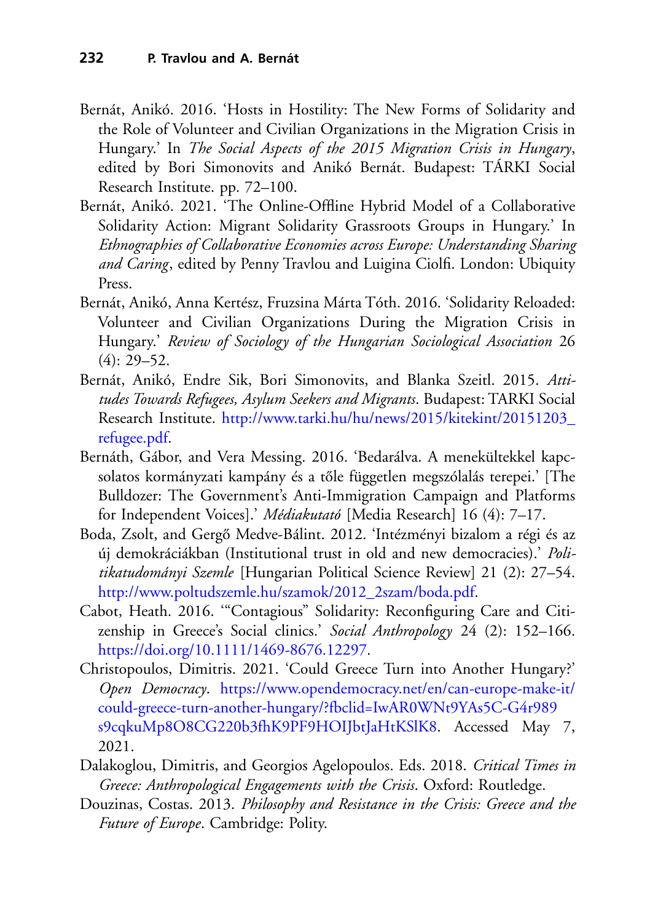Bernát, Anikó. 2016. 'Hosts in Hostility: The New Forms of Solidarity and the Role of Volunteer and Civilian Organizations in the Migration Crisis in Hungary.' In *The Social Aspects of the 2015 Migration Crisis in Hungary*, edited by Bori Simonovits and Anikó Bernát. Budapest: TÁRKI Social Research Institute. pp. 72–100.

Bernát, Anikó. 2021. 'The Online-Offline Hybrid Model of a Collaborative Solidarity Action: Migrant Solidarity Grassroots Groups in Hungary.' In *Ethnographies of Collaborative Economies across Europe: Understanding Sharing and Caring*, edited by Penny Travlou and Luigina Ciolfi. London: Ubiquity Press.

Bernát, Anikó, Anna Kertész, Fruzsina Márta Tóth. 2016. 'Solidarity Reloaded: Volunteer and Civilian Organizations During the Migration Crisis in Hungary.' *Review of Sociology of the Hungarian Sociological Association* 26 (4): 29–52.

Bernát, Anikó, Endre Sik, Bori Simonovits, and Blanka Szeitl. 2015. *Attitudes Towards Refugees, Asylum Seekers and Migrants*. Budapest: TARKI Social Research Institute. http://www.tarki.hu/hu/news/2015/kitekint/20151203_refugee.pdf.

Bernáth, Gábor, and Vera Messing. 2016. 'Bedarálva. A menekültekkel kapcsolatos kormányzati kampány és a tőle független megszólalás terepei.' [The Bulldozer: The Government's Anti-Immigration Campaign and Platforms for Independent Voices].' *Médiakutató* [Media Research] 16 (4): 7–17.

Boda, Zsolt, and Gergő Medve-Bálint. 2012. 'Intézményi bizalom a régi és az új demokráciákban (Institutional trust in old and new democracies).' *Politikatudományi Szemle* [Hungarian Political Science Review] 21 (2): 27–54. http://www.poltudszemle.hu/szamok/2012_2szam/boda.pdf.

Cabot, Heath. 2016. '"Contagious" Solidarity: Reconfiguring Care and Citizenship in Greece's Social clinics.' *Social Anthropology* 24 (2): 152–166. https://doi.org/10.1111/1469-8676.12297.

Christopoulos, Dimitris. 2021. 'Could Greece Turn into Another Hungary?' *Open Democracy*. https://www.opendemocracy.net/en/can-europe-make-it/could-greece-turn-another-hungary/?fbclid=IwAR0WNt9YAs5C-G4r989s9cqkuMp8O8CG220b3fhK9PF9HOIJbtJaHtKSlK8. Accessed May 7, 2021.

Dalakoglou, Dimitris, and Georgios Agelopoulos. Eds. 2018. *Critical Times in Greece: Anthropological Engagements with the Crisis*. Oxford: Routledge.

Douzinas, Costas. 2013. *Philosophy and Resistance in the Crisis: Greece and the Future of Europe*. Cambridge: Polity.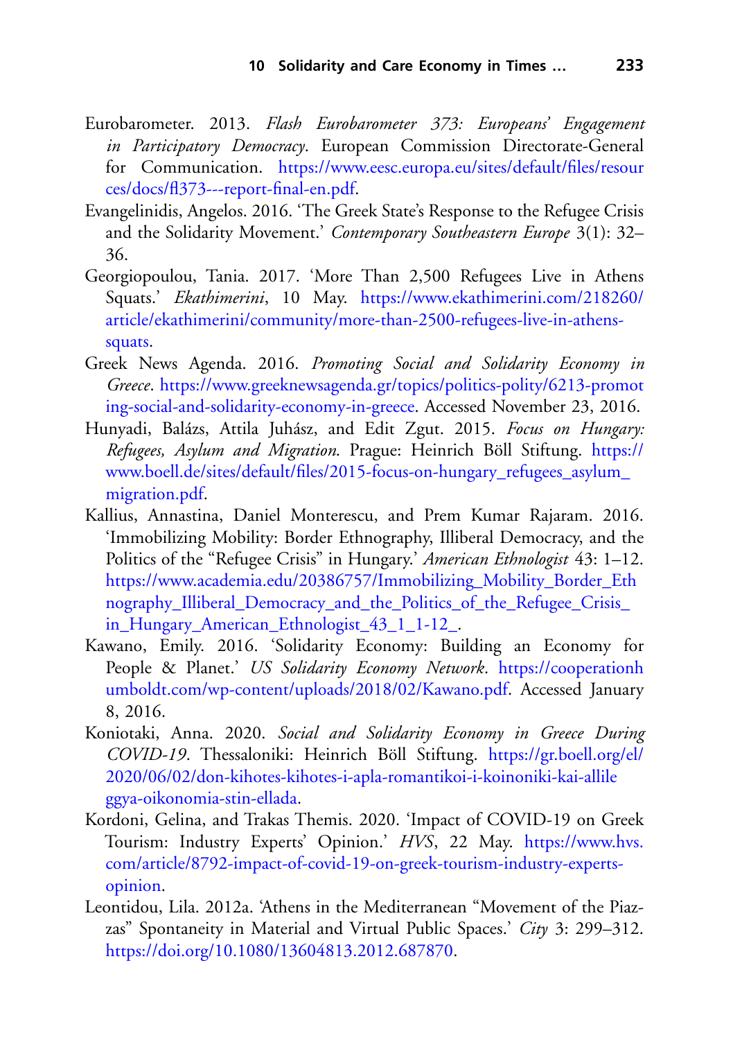Eurobarometer. 2013. *Flash Eurobarometer 373: Europeans' Engagement in Participatory Democracy*. European Commission Directorate-General for Communication. https://www.eesc.europa.eu/sites/default/files/resources/docs/fl373---report-final-en.pdf.

Evangelinidis, Angelos. 2016. 'The Greek State's Response to the Refugee Crisis and the Solidarity Movement.' *Contemporary Southeastern Europe* 3(1): 32–36.

Georgiopoulou, Tania. 2017. 'More Than 2,500 Refugees Live in Athens Squats.' *Ekathimerini*, 10 May. https://www.ekathimerini.com/218260/article/ekathimerini/community/more-than-2500-refugees-live-in-athens-squats.

Greek News Agenda. 2016. *Promoting Social and Solidarity Economy in Greece*. https://www.greeknewsagenda.gr/topics/politics-polity/6213-promoting-social-and-solidarity-economy-in-greece. Accessed November 23, 2016.

Hunyadi, Balázs, Attila Juhász, and Edit Zgut. 2015. *Focus on Hungary: Refugees, Asylum and Migration*. Prague: Heinrich Böll Stiftung. https://www.boell.de/sites/default/files/2015-focus-on-hungary_refugees_asylum_migration.pdf.

Kallius, Annastina, Daniel Monterescu, and Prem Kumar Rajaram. 2016. 'Immobilizing Mobility: Border Ethnography, Illiberal Democracy, and the Politics of the "Refugee Crisis" in Hungary.' *American Ethnologist* 43: 1–12. https://www.academia.edu/20386757/Immobilizing_Mobility_Border_Ethnography_Illiberal_Democracy_and_the_Politics_of_the_Refugee_Crisis_in_Hungary_American_Ethnologist_43_1_1-12_.

Kawano, Emily. 2016. 'Solidarity Economy: Building an Economy for People & Planet.' *US Solidarity Economy Network*. https://cooperationhumboldt.com/wp-content/uploads/2018/02/Kawano.pdf. Accessed January 8, 2016.

Koniotaki, Anna. 2020. *Social and Solidarity Economy in Greece During COVID-19*. Thessaloniki: Heinrich Böll Stiftung. https://gr.boell.org/el/2020/06/02/don-kihotes-kihotes-i-apla-romantikoi-i-koinoniki-kai-allileggya-oikonomia-stin-ellada.

Kordoni, Gelina, and Trakas Themis. 2020. 'Impact of COVID-19 on Greek Tourism: Industry Experts' Opinion.' *HVS*, 22 May. https://www.hvs.com/article/8792-impact-of-covid-19-on-greek-tourism-industry-experts-opinion.

Leontidou, Lila. 2012a. 'Athens in the Mediterranean "Movement of the Piazzas" Spontaneity in Material and Virtual Public Spaces.' *City* 3: 299–312. https://doi.org/10.1080/13604813.2012.687870.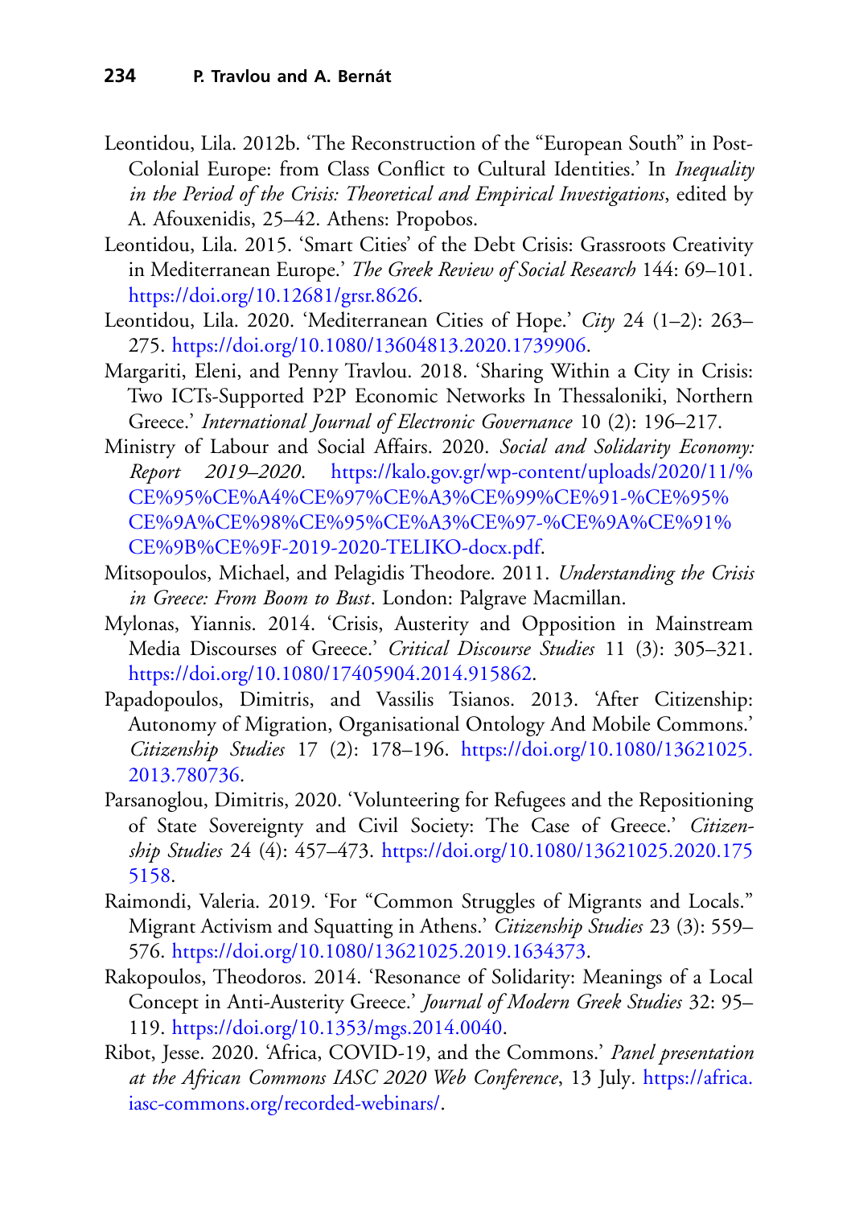Leontidou, Lila. 2012b. 'The Reconstruction of the "European South" in Post-Colonial Europe: from Class Conflict to Cultural Identities.' In *Inequality in the Period of the Crisis: Theoretical and Empirical Investigations*, edited by A. Afouxenidis, 25–42. Athens: Propobos.

Leontidou, Lila. 2015. 'Smart Cities' of the Debt Crisis: Grassroots Creativity in Mediterranean Europe.' *The Greek Review of Social Research* 144: 69–101. https://doi.org/10.12681/grsr.8626.

Leontidou, Lila. 2020. 'Mediterranean Cities of Hope.' *City* 24 (1–2): 263–275. https://doi.org/10.1080/13604813.2020.1739906.

Margariti, Eleni, and Penny Travlou. 2018. 'Sharing Within a City in Crisis: Two ICTs-Supported P2P Economic Networks In Thessaloniki, Northern Greece.' *International Journal of Electronic Governance* 10 (2): 196–217.

Ministry of Labour and Social Affairs. 2020. *Social and Solidarity Economy: Report 2019–2020*. https://kalo.gov.gr/wp-content/uploads/2020/11/%CE%95%CE%A4%CE%97%CE%A3%CE%99%CE%91-%CE%95%CE%9A%CE%98%CE%95%CE%A3%CE%97-%CE%9A%CE%91%CE%9B%CE%9F-2019-2020-TELIKO-docx.pdf.

Mitsopoulos, Michael, and Pelagidis Theodore. 2011. *Understanding the Crisis in Greece: From Boom to Bust*. London: Palgrave Macmillan.

Mylonas, Yiannis. 2014. 'Crisis, Austerity and Opposition in Mainstream Media Discourses of Greece.' *Critical Discourse Studies* 11 (3): 305–321. https://doi.org/10.1080/17405904.2014.915862.

Papadopoulos, Dimitris, and Vassilis Tsianos. 2013. 'After Citizenship: Autonomy of Migration, Organisational Ontology And Mobile Commons.' *Citizenship Studies* 17 (2): 178–196. https://doi.org/10.1080/13621025.2013.780736.

Parsanoglou, Dimitris, 2020. 'Volunteering for Refugees and the Repositioning of State Sovereignty and Civil Society: The Case of Greece.' *Citizenship Studies* 24 (4): 457–473. https://doi.org/10.1080/13621025.2020.1755158.

Raimondi, Valeria. 2019. 'For "Common Struggles of Migrants and Locals." Migrant Activism and Squatting in Athens.' *Citizenship Studies* 23 (3): 559–576. https://doi.org/10.1080/13621025.2019.1634373.

Rakopoulos, Theodoros. 2014. 'Resonance of Solidarity: Meanings of a Local Concept in Anti-Austerity Greece.' *Journal of Modern Greek Studies* 32: 95–119. https://doi.org/10.1353/mgs.2014.0040.

Ribot, Jesse. 2020. 'Africa, COVID-19, and the Commons.' *Panel presentation at the African Commons IASC 2020 Web Conference*, 13 July. https://africa.iasc-commons.org/recorded-webinars/.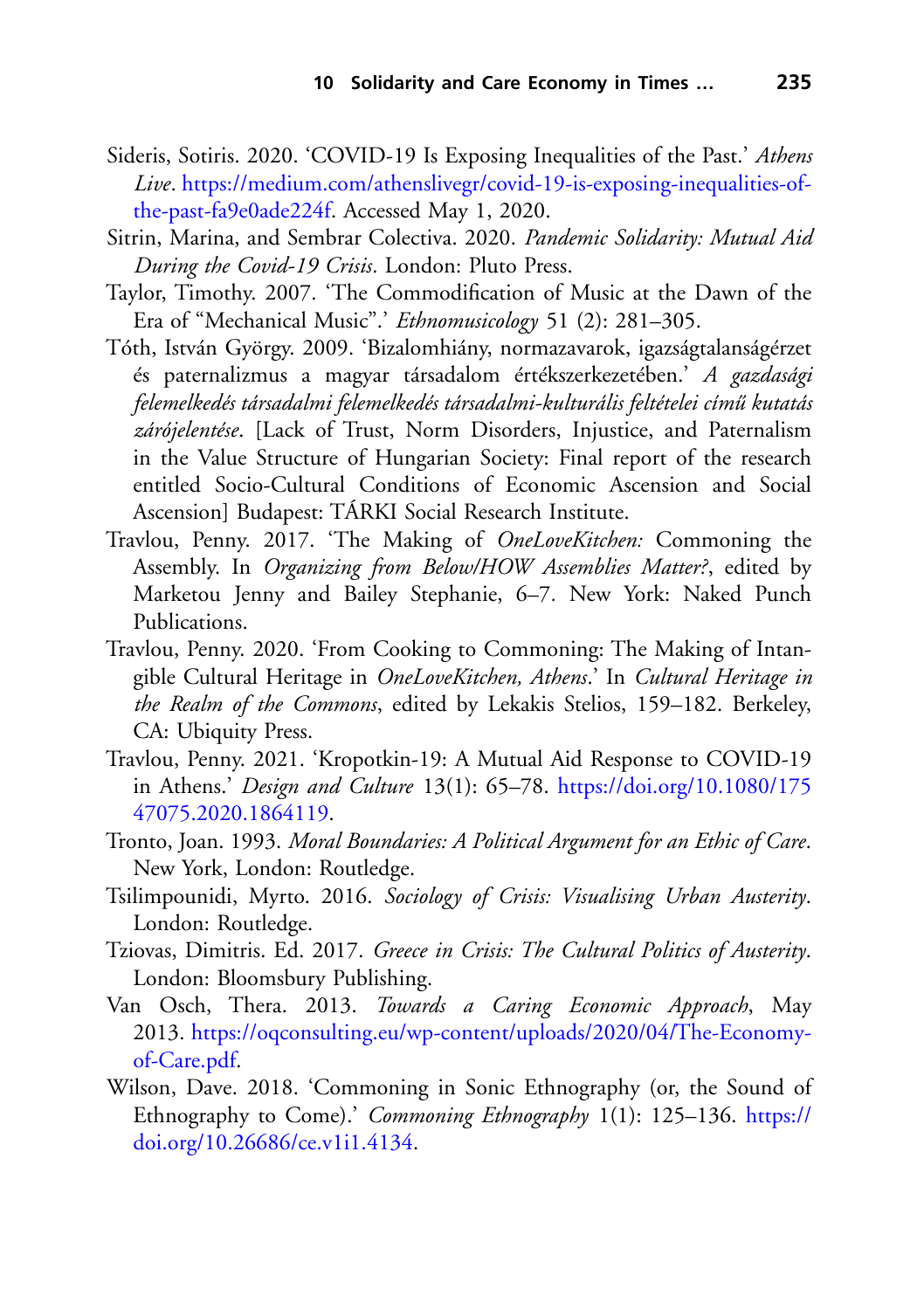Sideris, Sotiris. 2020. 'COVID-19 Is Exposing Inequalities of the Past.' *Athens Live*. https://medium.com/athenslivegr/covid-19-is-exposing-inequalities-of-the-past-fa9e0ade224f. Accessed May 1, 2020.

Sitrin, Marina, and Sembrar Colectiva. 2020. *Pandemic Solidarity: Mutual Aid During the Covid-19 Crisis*. London: Pluto Press.

Taylor, Timothy. 2007. 'The Commodification of Music at the Dawn of the Era of "Mechanical Music".' *Ethnomusicology* 51 (2): 281–305.

Tóth, István György. 2009. 'Bizalomhiány, normazavarok, igazságtalanságérzet és paternalizmus a magyar társadalom értékszerkezetében.' *A gazdasági felemelkedés társadalmi felemelkedés társadalmi-kulturális feltételei című kutatás zárójelentése*. [Lack of Trust, Norm Disorders, Injustice, and Paternalism in the Value Structure of Hungarian Society: Final report of the research entitled Socio-Cultural Conditions of Economic Ascension and Social Ascension] Budapest: TÁRKI Social Research Institute.

Travlou, Penny. 2017. 'The Making of *OneLoveKitchen:* Commoning the Assembly. In *Organizing from Below/HOW Assemblies Matter?*, edited by Marketou Jenny and Bailey Stephanie, 6–7. New York: Naked Punch Publications.

Travlou, Penny. 2020. 'From Cooking to Commoning: The Making of Intangible Cultural Heritage in *OneLoveKitchen, Athens*.' In *Cultural Heritage in the Realm of the Commons*, edited by Lekakis Stelios, 159–182. Berkeley, CA: Ubiquity Press.

Travlou, Penny. 2021. 'Kropotkin-19: A Mutual Aid Response to COVID-19 in Athens.' *Design and Culture* 13(1): 65–78. https://doi.org/10.1080/17547075.2020.1864119.

Tronto, Joan. 1993. *Moral Boundaries: A Political Argument for an Ethic of Care*. New York, London: Routledge.

Tsilimpounidi, Myrto. 2016. *Sociology of Crisis: Visualising Urban Austerity*. London: Routledge.

Tziovas, Dimitris. Ed. 2017. *Greece in Crisis: The Cultural Politics of Austerity*. London: Bloomsbury Publishing.

Van Osch, Thera. 2013. *Towards a Caring Economic Approach*, May 2013. https://oqconsulting.eu/wp-content/uploads/2020/04/The-Economy-of-Care.pdf.

Wilson, Dave. 2018. 'Commoning in Sonic Ethnography (or, the Sound of Ethnography to Come).' *Commoning Ethnography* 1(1): 125–136. https://doi.org/10.26686/ce.v1i1.4134.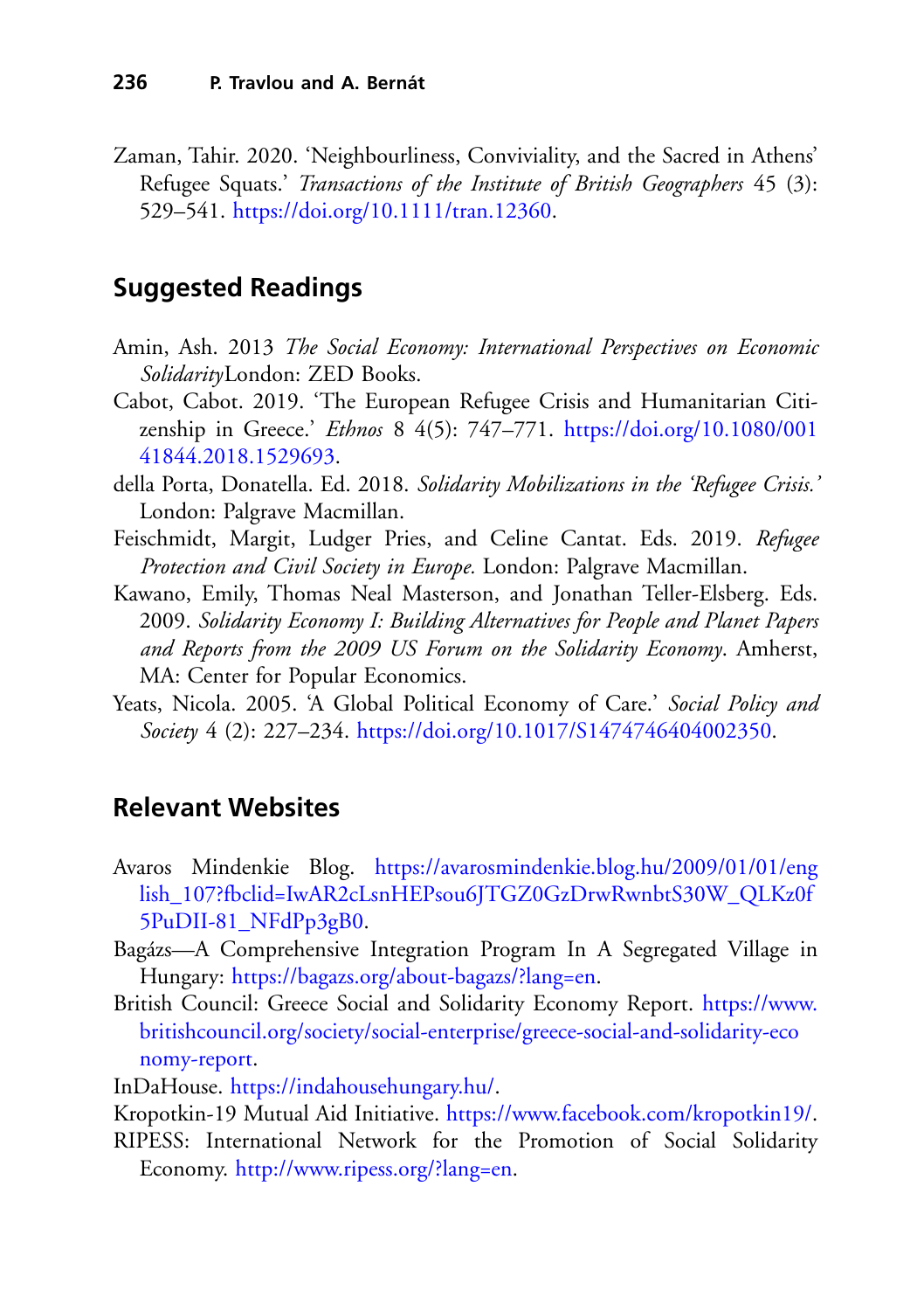Zaman, Tahir. 2020. 'Neighbourliness, Conviviality, and the Sacred in Athens' Refugee Squats.' *Transactions of the Institute of British Geographers* 45 (3): 529–541. https://doi.org/10.1111/tran.12360.

## Suggested Readings

Amin, Ash. 2013 *The Social Economy: International Perspectives on Economic Solidarity*London: ZED Books.

Cabot, Cabot. 2019. 'The European Refugee Crisis and Humanitarian Citizenship in Greece.' *Ethnos* 8 4(5): 747–771. https://doi.org/10.1080/00141844.2018.1529693.

della Porta, Donatella. Ed. 2018. *Solidarity Mobilizations in the 'Refugee Crisis.'* London: Palgrave Macmillan.

Feischmidt, Margit, Ludger Pries, and Celine Cantat. Eds. 2019. *Refugee Protection and Civil Society in Europe.* London: Palgrave Macmillan.

Kawano, Emily, Thomas Neal Masterson, and Jonathan Teller-Elsberg. Eds. 2009. *Solidarity Economy I: Building Alternatives for People and Planet Papers and Reports from the 2009 US Forum on the Solidarity Economy*. Amherst, MA: Center for Popular Economics.

Yeats, Nicola. 2005. 'A Global Political Economy of Care.' *Social Policy and Society* 4 (2): 227–234. https://doi.org/10.1017/S1474746404002350.

## Relevant Websites

Avaros Mindenkie Blog. https://avarosmindenkie.blog.hu/2009/01/01/english_107?fbclid=IwAR2cLsnHEPsou6JTGZ0GzDrwRwnbtS30W_QLKz0f5PuDII-81_NFdPp3gB0.

Bagázs—A Comprehensive Integration Program In A Segregated Village in Hungary: https://bagazs.org/about-bagazs/?lang=en.

British Council: Greece Social and Solidarity Economy Report. https://www.britishcouncil.org/society/social-enterprise/greece-social-and-solidarity-economy-report.

InDaHouse. https://indahousehungary.hu/.

Kropotkin-19 Mutual Aid Initiative. https://www.facebook.com/kropotkin19/.

RIPESS: International Network for the Promotion of Social Solidarity Economy. http://www.ripess.org/?lang=en.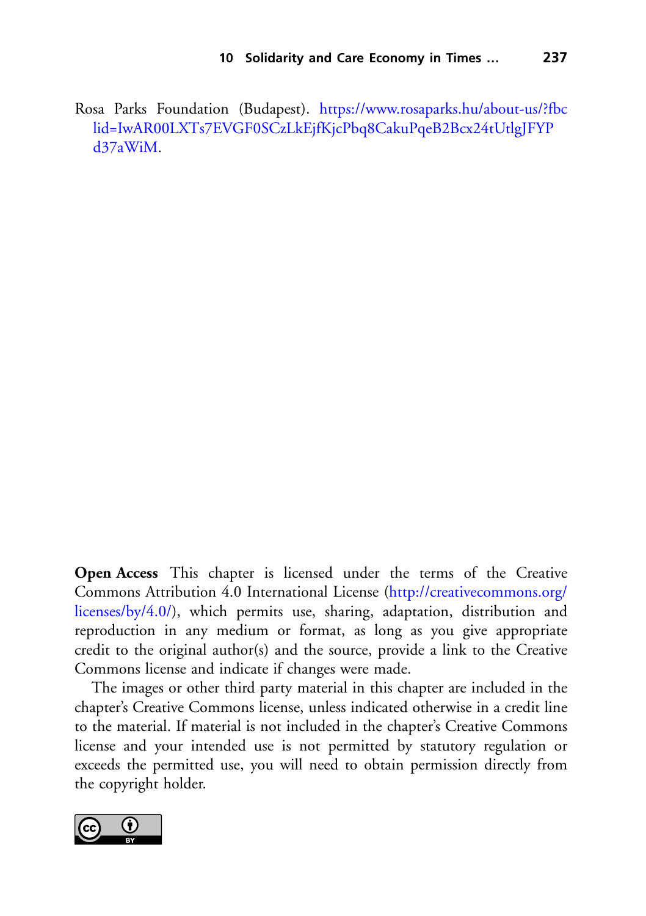Rosa Parks Foundation (Budapest). https://www.rosaparks.hu/about-us/?fbclid=IwAR00LXTs7EVGF0SCzLkEjfKjcPbq8CakuPqeB2Bcx24tUtlgJFYPd37aWiM.

**Open Access** This chapter is licensed under the terms of the Creative Commons Attribution 4.0 International License (http://creativecommons.org/licenses/by/4.0/), which permits use, sharing, adaptation, distribution and reproduction in any medium or format, as long as you give appropriate credit to the original author(s) and the source, provide a link to the Creative Commons license and indicate if changes were made.

The images or other third party material in this chapter are included in the chapter's Creative Commons license, unless indicated otherwise in a credit line to the material. If material is not included in the chapter's Creative Commons license and your intended use is not permitted by statutory regulation or exceeds the permitted use, you will need to obtain permission directly from the copyright holder.